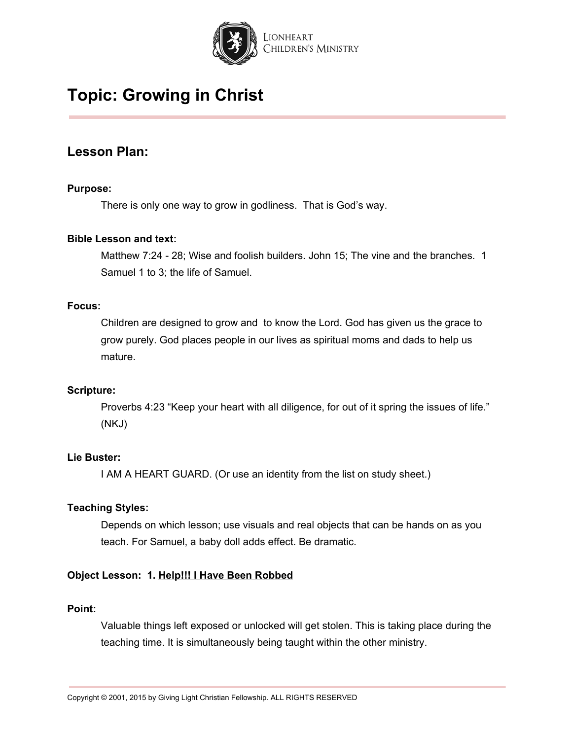LIONHEART CHILDREN'S MINISTRY

# Topic: Growing in Christ

## Lesson Plan:

**Purpose:**

There is only one way to grow in godliness. That is God's way.

**Bible Lesson and text:**

Matthew 7:24 - 28; Wise and foolish builders. John 15; The vine and the branches. 1 Samuel 1 to 3; the life of Samuel.

**Focus:**

Children are designed to grow and to know the Lord. God has given us the grace to grow purely. God places people in our lives as spiritual moms and dads to help us mature.

**Scripture:**

Proverbs 4:23 "Keep your heart with all diligence, for out of it spring the issues of life." (NKJ)

**Lie Buster:**

I AM A HEART GUARD. (Or use an identity from the list on study sheet.)

**Teaching Styles:**

Depends on which lesson; use visuals and real objects that can be hands on as you teach. For Samuel, a baby doll adds effect. Be dramatic.

**Object Lesson: 1. <u>Help!!! I Have Been Robbed</u>**

**Point:**

Valuable things left exposed or unlocked will get stolen. This is taking place during the teaching time. It is simultaneously being taught within the other ministry.

Copyright © 2001, 2015 by Giving Light Christian Fellowship. ALL RIGHTS RESERVED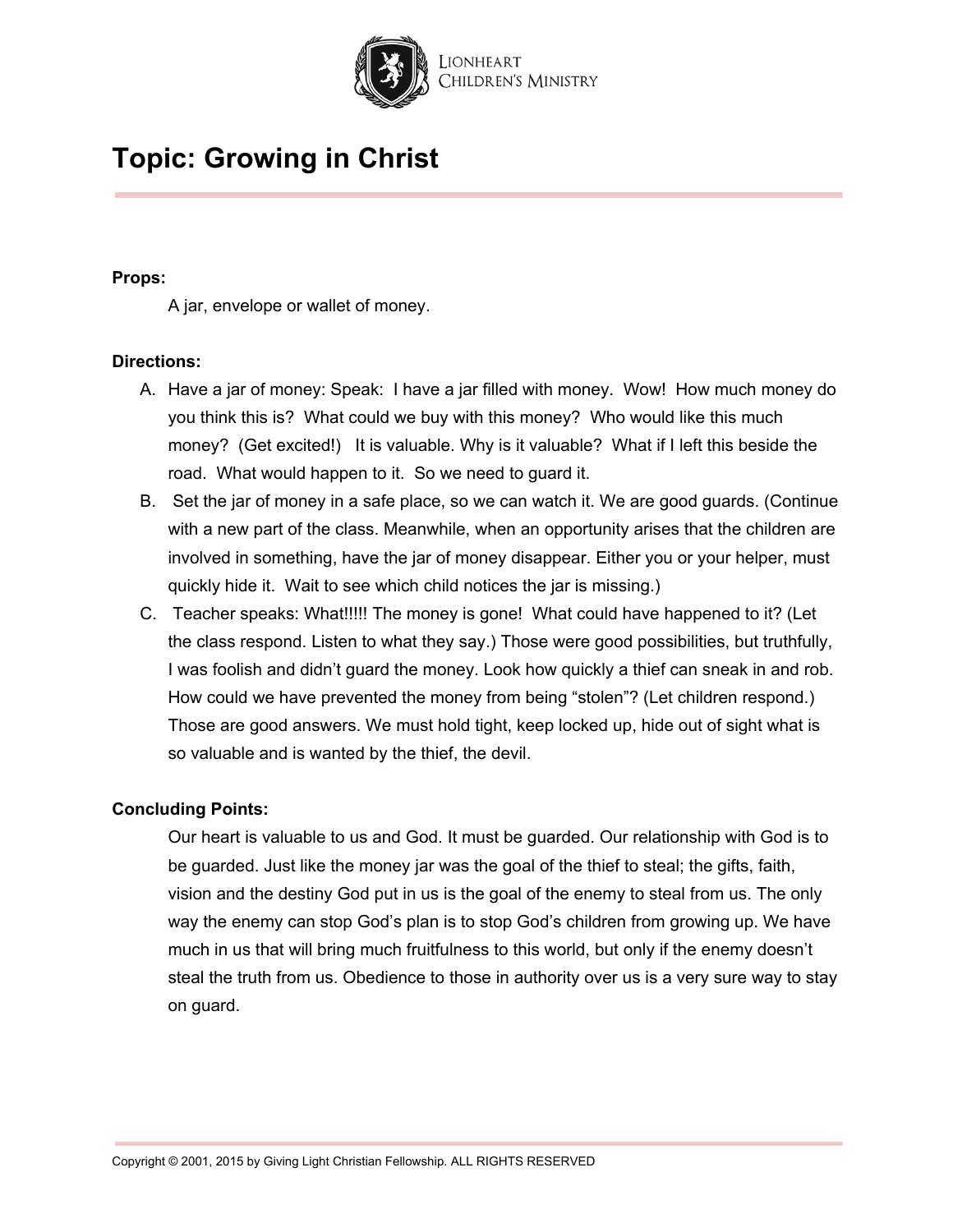# Topic: Growing in Christ

**Props:**

A jar, envelope or wallet of money.

**Directions:**

A. Have a jar of money: Speak: I have a jar filled with money. Wow! How much money do you think this is? What could we buy with this money? Who would like this much money? (Get excited!) It is valuable. Why is it valuable? What if I left this beside the road. What would happen to it. So we need to guard it.

B. Set the jar of money in a safe place, so we can watch it. We are good guards. (Continue with a new part of the class. Meanwhile, when an opportunity arises that the children are involved in something, have the jar of money disappear. Either you or your helper, must quickly hide it. Wait to see which child notices the jar is missing.)

C. Teacher speaks: What!!!!! The money is gone! What could have happened to it? (Let the class respond. Listen to what they say.) Those were good possibilities, but truthfully, I was foolish and didn't guard the money. Look how quickly a thief can sneak in and rob. How could we have prevented the money from being "stolen"? (Let children respond.) Those are good answers. We must hold tight, keep locked up, hide out of sight what is so valuable and is wanted by the thief, the devil.

**Concluding Points:**

Our heart is valuable to us and God. It must be guarded. Our relationship with God is to be guarded. Just like the money jar was the goal of the thief to steal; the gifts, faith, vision and the destiny God put in us is the goal of the enemy to steal from us. The only way the enemy can stop God's plan is to stop God's children from growing up. We have much in us that will bring much fruitfulness to this world, but only if the enemy doesn't steal the truth from us. Obedience to those in authority over us is a very sure way to stay on guard.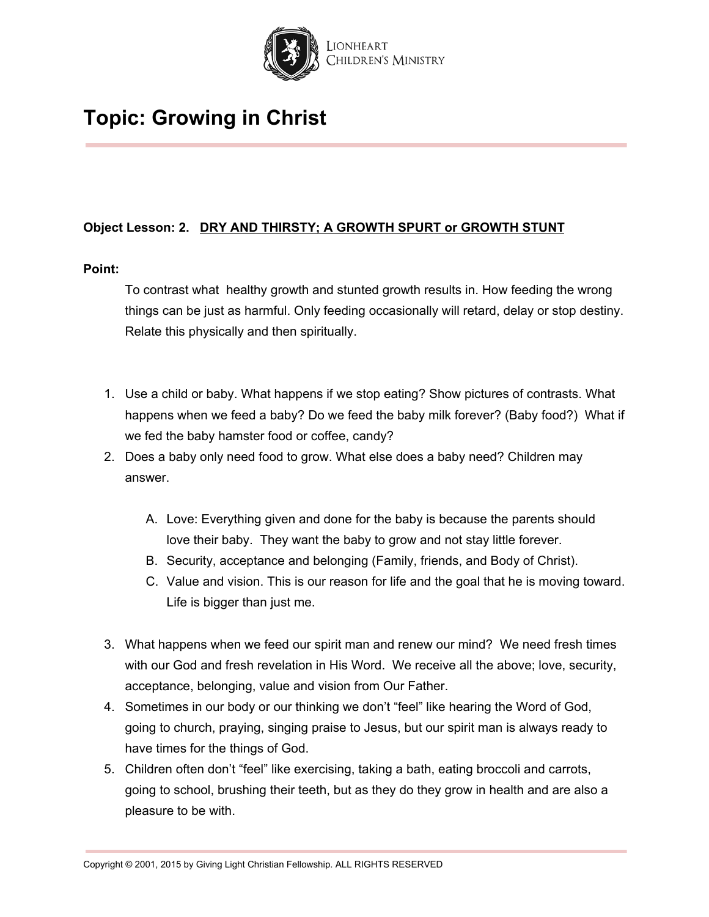# Topic: Growing in Christ

**Object Lesson: 2. <u>DRY AND THIRSTY; A GROWTH SPURT or GROWTH STUNT</u>**

**Point:**

To contrast what healthy growth and stunted growth results in. How feeding the wrong things can be just as harmful. Only feeding occasionally will retard, delay or stop destiny. Relate this physically and then spiritually.

1. Use a child or baby. What happens if we stop eating? Show pictures of contrasts. What happens when we feed a baby? Do we feed the baby milk forever? (Baby food?) What if we fed the baby hamster food or coffee, candy?
2. Does a baby only need food to grow. What else does a baby need? Children may answer.

   A. Love: Everything given and done for the baby is because the parents should love their baby. They want the baby to grow and not stay little forever.
   B. Security, acceptance and belonging (Family, friends, and Body of Christ).
   C. Value and vision. This is our reason for life and the goal that he is moving toward. Life is bigger than just me.

3. What happens when we feed our spirit man and renew our mind? We need fresh times with our God and fresh revelation in His Word. We receive all the above; love, security, acceptance, belonging, value and vision from Our Father.
4. Sometimes in our body or our thinking we don't "feel" like hearing the Word of God, going to church, praying, singing praise to Jesus, but our spirit man is always ready to have times for the things of God.
5. Children often don't "feel" like exercising, taking a bath, eating broccoli and carrots, going to school, brushing their teeth, but as they do they grow in health and are also a pleasure to be with.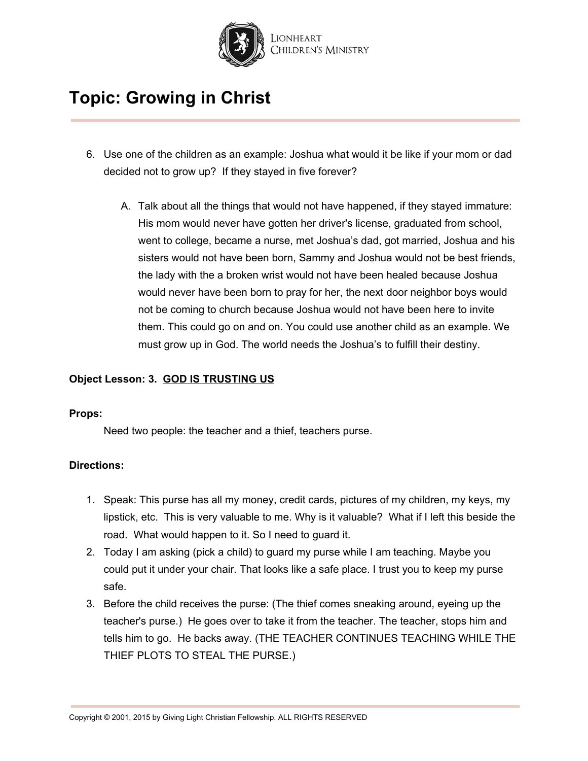# Topic: Growing in Christ

6. Use one of the children as an example: Joshua what would it be like if your mom or dad decided not to grow up? If they stayed in five forever?

    A. Talk about all the things that would not have happened, if they stayed immature: His mom would never have gotten her driver's license, graduated from school, went to college, became a nurse, met Joshua's dad, got married, Joshua and his sisters would not have been born, Sammy and Joshua would not be best friends, the lady with the a broken wrist would not have been healed because Joshua would never have been born to pray for her, the next door neighbor boys would not be coming to church because Joshua would not have been here to invite them. This could go on and on. You could use another child as an example. We must grow up in God. The world needs the Joshua's to fulfill their destiny.

**Object Lesson: 3. GOD IS TRUSTING US**

**Props:**

Need two people: the teacher and a thief, teachers purse.

**Directions:**

1. Speak: This purse has all my money, credit cards, pictures of my children, my keys, my lipstick, etc. This is very valuable to me. Why is it valuable? What if I left this beside the road. What would happen to it. So I need to guard it.
2. Today I am asking (pick a child) to guard my purse while I am teaching. Maybe you could put it under your chair. That looks like a safe place. I trust you to keep my purse safe.
3. Before the child receives the purse: (The thief comes sneaking around, eyeing up the teacher's purse.) He goes over to take it from the teacher. The teacher, stops him and tells him to go. He backs away. (THE TEACHER CONTINUES TEACHING WHILE THE THIEF PLOTS TO STEAL THE PURSE.)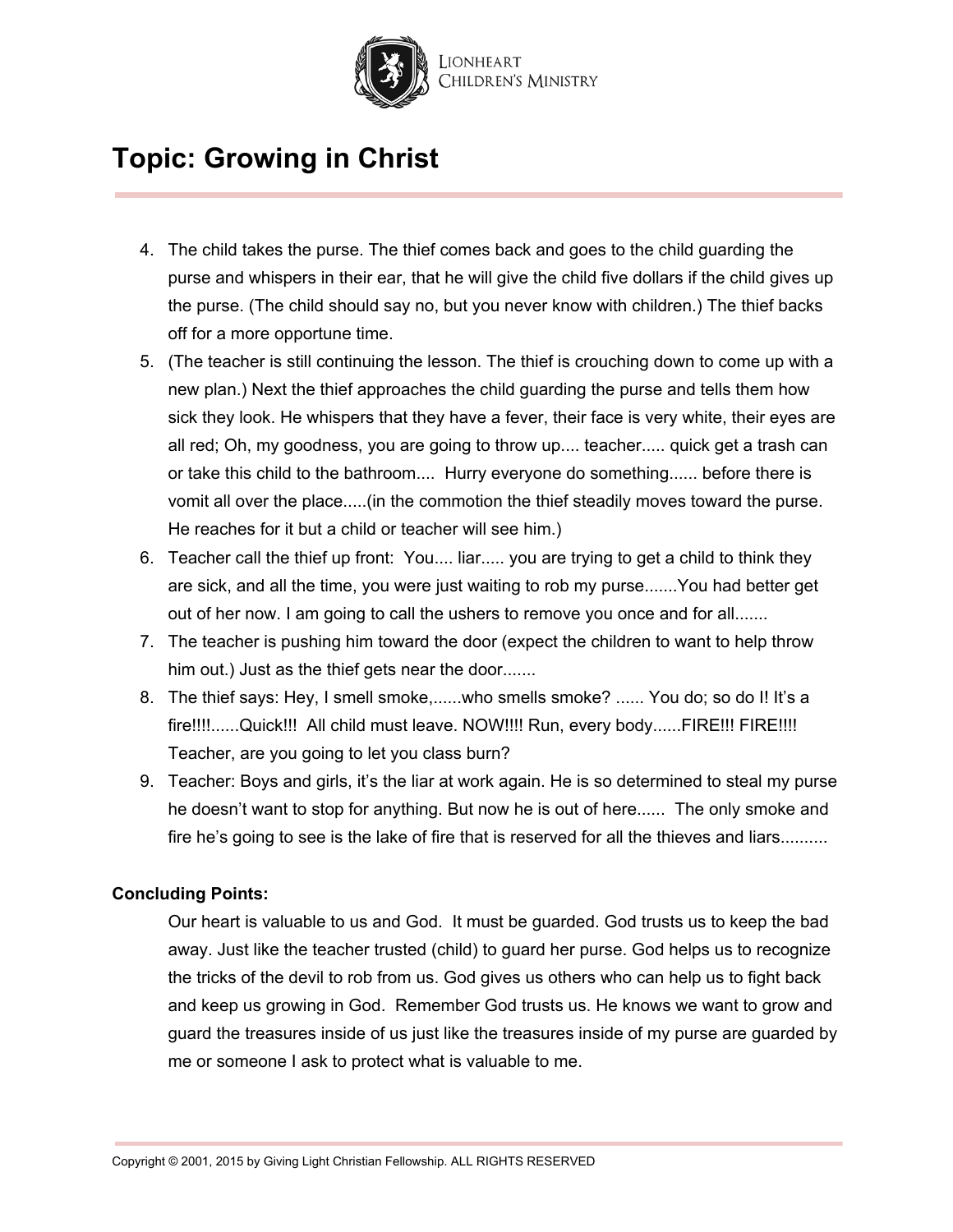# Topic: Growing in Christ

4. The child takes the purse. The thief comes back and goes to the child guarding the purse and whispers in their ear, that he will give the child five dollars if the child gives up the purse. (The child should say no, but you never know with children.) The thief backs off for a more opportune time.
5. (The teacher is still continuing the lesson. The thief is crouching down to come up with a new plan.) Next the thief approaches the child guarding the purse and tells them how sick they look. He whispers that they have a fever, their face is very white, their eyes are all red; Oh, my goodness, you are going to throw up.... teacher..... quick get a trash can or take this child to the bathroom.... Hurry everyone do something...... before there is vomit all over the place.....(in the commotion the thief steadily moves toward the purse. He reaches for it but a child or teacher will see him.)
6. Teacher call the thief up front: You.... liar..... you are trying to get a child to think they are sick, and all the time, you were just waiting to rob my purse.......You had better get out of her now. I am going to call the ushers to remove you once and for all.......
7. The teacher is pushing him toward the door (expect the children to want to help throw him out.) Just as the thief gets near the door.......
8. The thief says: Hey, I smell smoke,......who smells smoke? ...... You do; so do I! It's a fire!!!!......Quick!!! All child must leave. NOW!!!! Run, every body......FIRE!!! FIRE!!!! Teacher, are you going to let you class burn?
9. Teacher: Boys and girls, it's the liar at work again. He is so determined to steal my purse he doesn't want to stop for anything. But now he is out of here...... The only smoke and fire he's going to see is the lake of fire that is reserved for all the thieves and liars..........

**Concluding Points:**

Our heart is valuable to us and God. It must be guarded. God trusts us to keep the bad away. Just like the teacher trusted (child) to guard her purse. God helps us to recognize the tricks of the devil to rob from us. God gives us others who can help us to fight back and keep us growing in God. Remember God trusts us. He knows we want to grow and guard the treasures inside of us just like the treasures inside of my purse are guarded by me or someone I ask to protect what is valuable to me.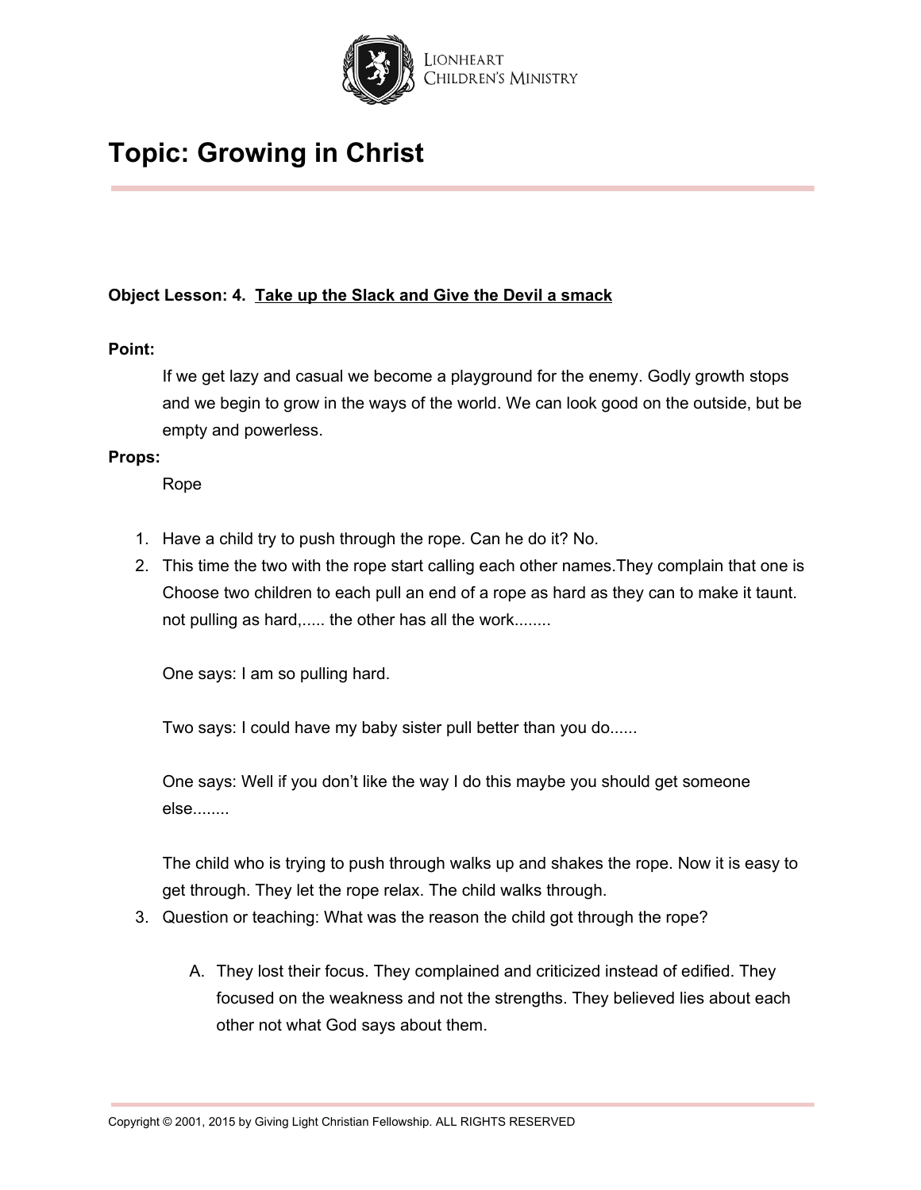# Topic: Growing in Christ

**Object Lesson: 4. <u>Take up the Slack and Give the Devil a smack</u>**

**Point:**

If we get lazy and casual we become a playground for the enemy. Godly growth stops and we begin to grow in the ways of the world. We can look good on the outside, but be empty and powerless.

**Props:**

Rope

1. Have a child try to push through the rope. Can he do it? No.
2. This time the two with the rope start calling each other names.They complain that one is Choose two children to each pull an end of a rope as hard as they can to make it taunt. not pulling as hard,..... the other has all the work........

   One says: I am so pulling hard.

   Two says: I could have my baby sister pull better than you do......

   One says: Well if you don't like the way I do this maybe you should get someone else........

   The child who is trying to push through walks up and shakes the rope. Now it is easy to get through. They let the rope relax. The child walks through.
3. Question or teaching: What was the reason the child got through the rope?

   A. They lost their focus. They complained and criticized instead of edified. They focused on the weakness and not the strengths. They believed lies about each other not what God says about them.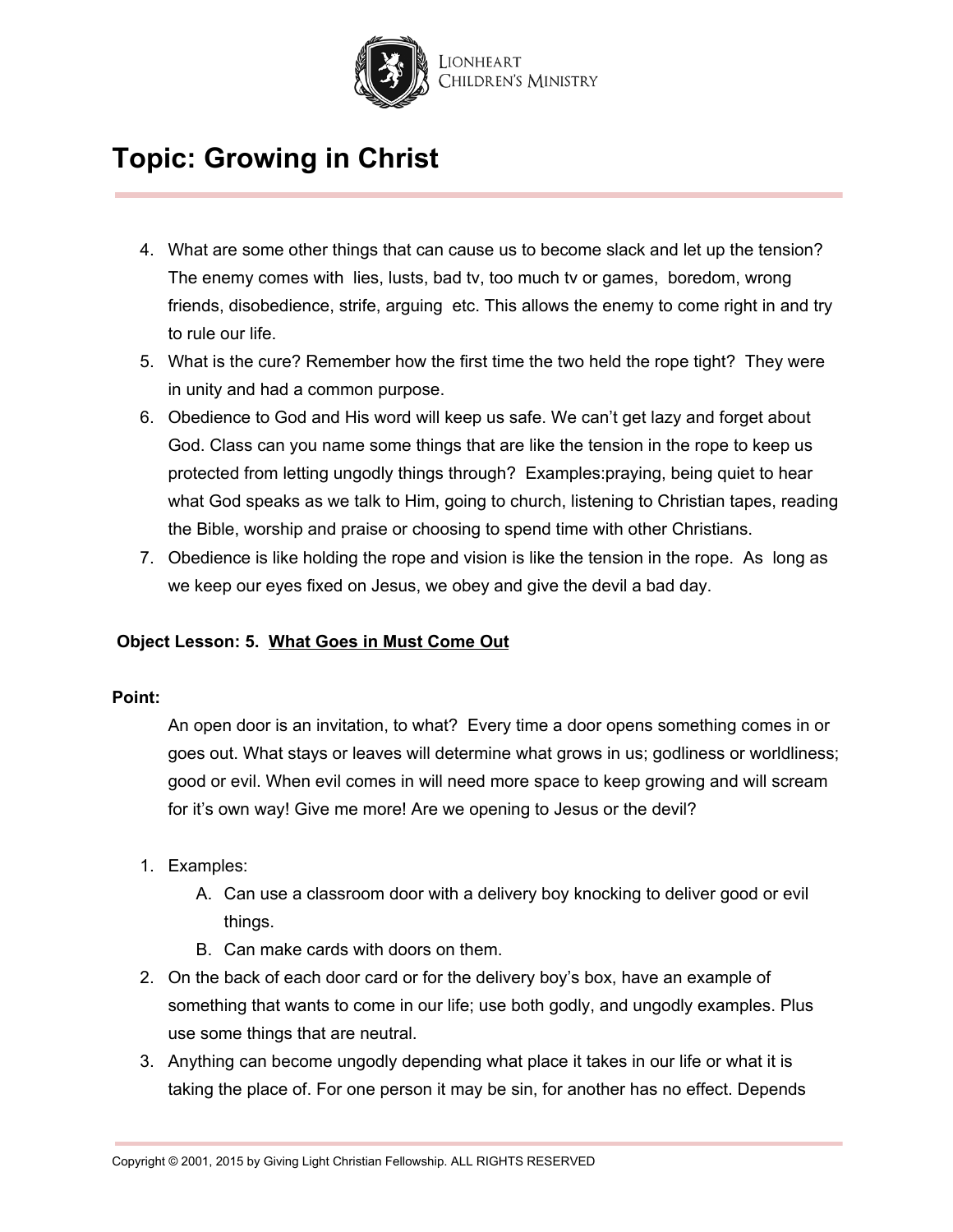# Topic: Growing in Christ

4. What are some other things that can cause us to become slack and let up the tension? The enemy comes with lies, lusts, bad tv, too much tv or games, boredom, wrong friends, disobedience, strife, arguing etc. This allows the enemy to come right in and try to rule our life.
5. What is the cure? Remember how the first time the two held the rope tight? They were in unity and had a common purpose.
6. Obedience to God and His word will keep us safe. We can't get lazy and forget about God. Class can you name some things that are like the tension in the rope to keep us protected from letting ungodly things through? Examples:praying, being quiet to hear what God speaks as we talk to Him, going to church, listening to Christian tapes, reading the Bible, worship and praise or choosing to spend time with other Christians.
7. Obedience is like holding the rope and vision is like the tension in the rope. As long as we keep our eyes fixed on Jesus, we obey and give the devil a bad day.

**Object Lesson: 5. <u>What Goes in Must Come Out</u>**

**Point:**

An open door is an invitation, to what? Every time a door opens something comes in or goes out. What stays or leaves will determine what grows in us; godliness or worldliness; good or evil. When evil comes in will need more space to keep growing and will scream for it's own way! Give me more! Are we opening to Jesus or the devil?

1. Examples:
   A. Can use a classroom door with a delivery boy knocking to deliver good or evil things.
   B. Can make cards with doors on them.
2. On the back of each door card or for the delivery boy's box, have an example of something that wants to come in our life; use both godly, and ungodly examples. Plus use some things that are neutral.
3. Anything can become ungodly depending what place it takes in our life or what it is taking the place of. For one person it may be sin, for another has no effect. Depends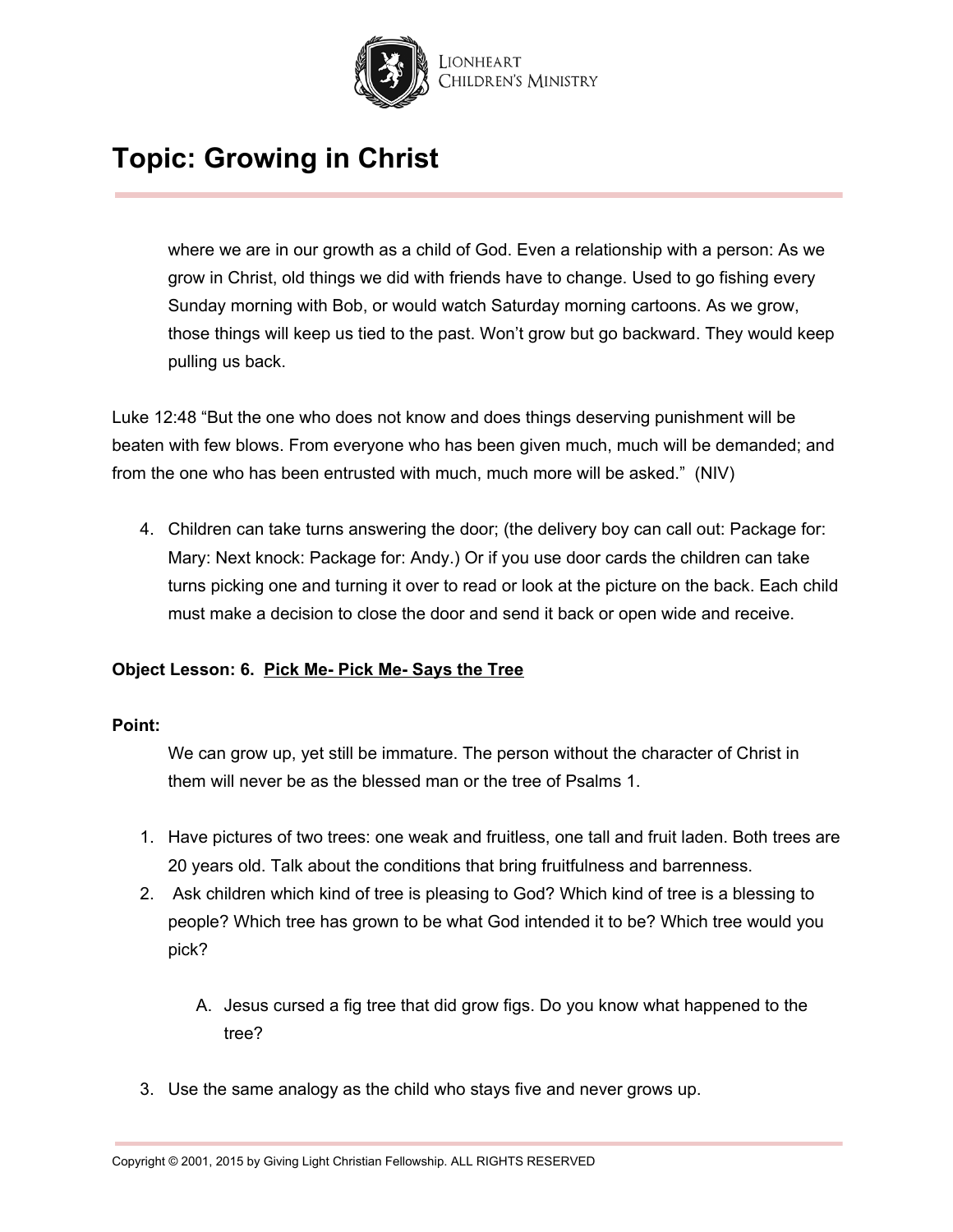where we are in our growth as a child of God. Even a relationship with a person: As we grow in Christ, old things we did with friends have to change. Used to go fishing every Sunday morning with Bob, or would watch Saturday morning cartoons. As we grow, those things will keep us tied to the past. Won't grow but go backward. They would keep pulling us back.

Luke 12:48 "But the one who does not know and does things deserving punishment will be beaten with few blows. From everyone who has been given much, much will be demanded; and from the one who has been entrusted with much, much more will be asked." (NIV)

4. Children can take turns answering the door; (the delivery boy can call out: Package for: Mary: Next knock: Package for: Andy.) Or if you use door cards the children can take turns picking one and turning it over to read or look at the picture on the back. Each child must make a decision to close the door and send it back or open wide and receive.

**Object Lesson: 6. Pick Me- Pick Me- Says the Tree**

**Point:**

We can grow up, yet still be immature. The person without the character of Christ in them will never be as the blessed man or the tree of Psalms 1.

1. Have pictures of two trees: one weak and fruitless, one tall and fruit laden. Both trees are 20 years old. Talk about the conditions that bring fruitfulness and barrenness.
2. Ask children which kind of tree is pleasing to God? Which kind of tree is a blessing to people? Which tree has grown to be what God intended it to be? Which tree would you pick?

    A. Jesus cursed a fig tree that did grow figs. Do you know what happened to the tree?

3. Use the same analogy as the child who stays five and never grows up.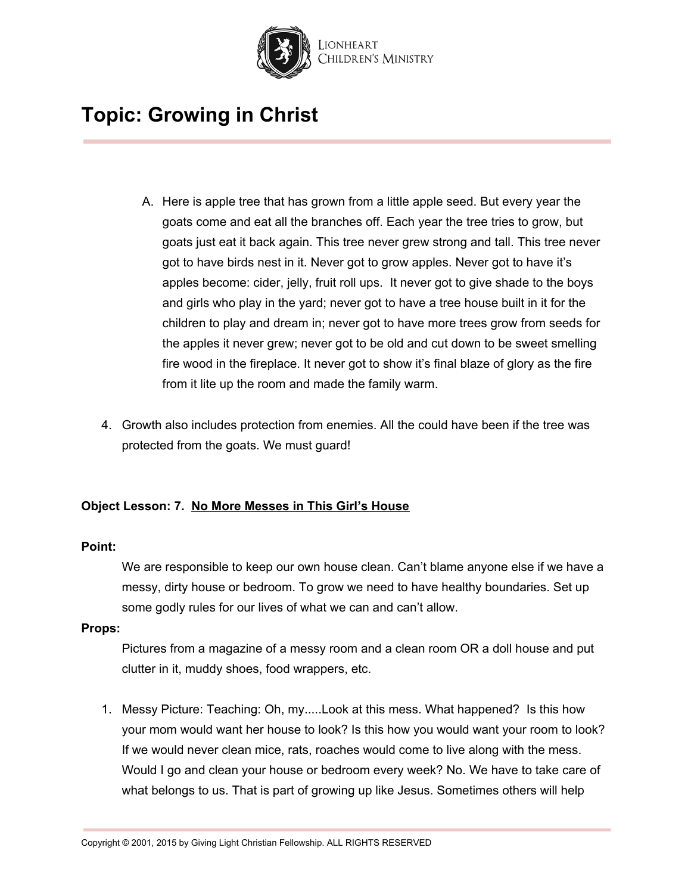# Topic: Growing in Christ

A. Here is apple tree that has grown from a little apple seed. But every year the goats come and eat all the branches off. Each year the tree tries to grow, but goats just eat it back again. This tree never grew strong and tall. This tree never got to have birds nest in it. Never got to grow apples. Never got to have it's apples become: cider, jelly, fruit roll ups. It never got to give shade to the boys and girls who play in the yard; never got to have a tree house built in it for the children to play and dream in; never got to have more trees grow from seeds for the apples it never grew; never got to be old and cut down to be sweet smelling fire wood in the fireplace. It never got to show it's final blaze of glory as the fire from it lite up the room and made the family warm.

4. Growth also includes protection from enemies. All the could have been if the tree was protected from the goats. We must guard!

**Object Lesson: 7. <u>No More Messes in This Girl's House</u>**

**Point:**

We are responsible to keep our own house clean. Can't blame anyone else if we have a messy, dirty house or bedroom. To grow we need to have healthy boundaries. Set up some godly rules for our lives of what we can and can't allow.

**Props:**

Pictures from a magazine of a messy room and a clean room OR a doll house and put clutter in it, muddy shoes, food wrappers, etc.

1. Messy Picture: Teaching: Oh, my.....Look at this mess. What happened? Is this how your mom would want her house to look? Is this how you would want your room to look? If we would never clean mice, rats, roaches would come to live along with the mess. Would I go and clean your house or bedroom every week? No. We have to take care of what belongs to us. That is part of growing up like Jesus. Sometimes others will help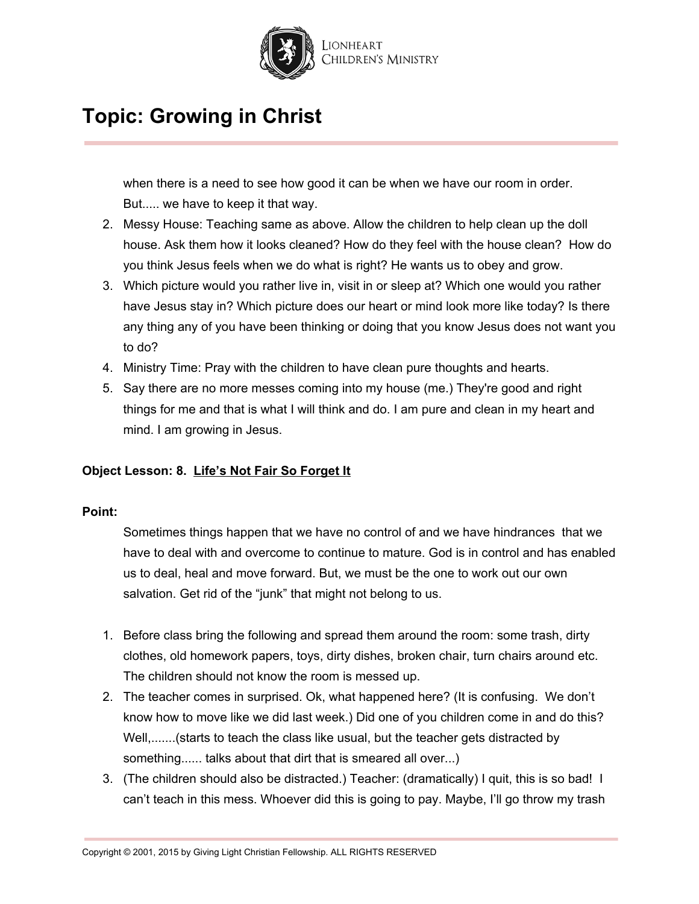# Topic: Growing in Christ

when there is a need to see how good it can be when we have our room in order. But..... we have to keep it that way.

2. Messy House: Teaching same as above. Allow the children to help clean up the doll house. Ask them how it looks cleaned? How do they feel with the house clean? How do you think Jesus feels when we do what is right? He wants us to obey and grow.
3. Which picture would you rather live in, visit in or sleep at? Which one would you rather have Jesus stay in? Which picture does our heart or mind look more like today? Is there any thing any of you have been thinking or doing that you know Jesus does not want you to do?
4. Ministry Time: Pray with the children to have clean pure thoughts and hearts.
5. Say there are no more messes coming into my house (me.) They're good and right things for me and that is what I will think and do. I am pure and clean in my heart and mind. I am growing in Jesus.

**Object Lesson: 8. <u>Life's Not Fair So Forget It</u>**

**Point:**

Sometimes things happen that we have no control of and we have hindrances that we have to deal with and overcome to continue to mature. God is in control and has enabled us to deal, heal and move forward. But, we must be the one to work out our own salvation. Get rid of the "junk" that might not belong to us.

1. Before class bring the following and spread them around the room: some trash, dirty clothes, old homework papers, toys, dirty dishes, broken chair, turn chairs around etc. The children should not know the room is messed up.
2. The teacher comes in surprised. Ok, what happened here? (It is confusing. We don't know how to move like we did last week.) Did one of you children come in and do this? Well,.......(starts to teach the class like usual, but the teacher gets distracted by something...... talks about that dirt that is smeared all over...)
3. (The children should also be distracted.) Teacher: (dramatically) I quit, this is so bad! I can't teach in this mess. Whoever did this is going to pay. Maybe, I'll go throw my trash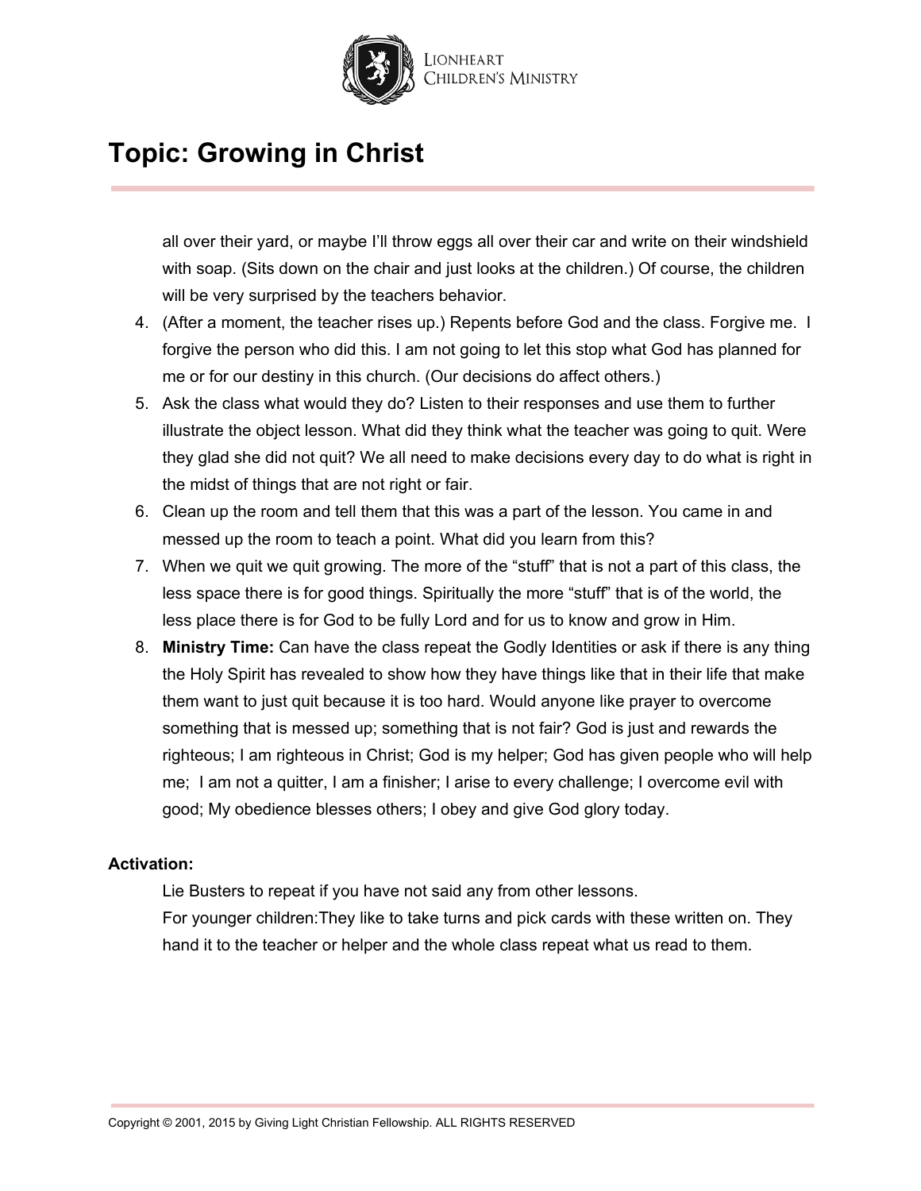# Topic: Growing in Christ

all over their yard, or maybe I'll throw eggs all over their car and write on their windshield with soap. (Sits down on the chair and just looks at the children.) Of course, the children will be very surprised by the teachers behavior.

4. (After a moment, the teacher rises up.) Repents before God and the class. Forgive me. I forgive the person who did this. I am not going to let this stop what God has planned for me or for our destiny in this church. (Our decisions do affect others.)
5. Ask the class what would they do? Listen to their responses and use them to further illustrate the object lesson. What did they think what the teacher was going to quit. Were they glad she did not quit? We all need to make decisions every day to do what is right in the midst of things that are not right or fair.
6. Clean up the room and tell them that this was a part of the lesson. You came in and messed up the room to teach a point. What did you learn from this?
7. When we quit we quit growing. The more of the "stuff" that is not a part of this class, the less space there is for good things. Spiritually the more "stuff" that is of the world, the less place there is for God to be fully Lord and for us to know and grow in Him.
8. **Ministry Time:** Can have the class repeat the Godly Identities or ask if there is any thing the Holy Spirit has revealed to show how they have things like that in their life that make them want to just quit because it is too hard. Would anyone like prayer to overcome something that is messed up; something that is not fair? God is just and rewards the righteous; I am righteous in Christ; God is my helper; God has given people who will help me; I am not a quitter, I am a finisher; I arise to every challenge; I overcome evil with good; My obedience blesses others; I obey and give God glory today.

**Activation:**

Lie Busters to repeat if you have not said any from other lessons.

For younger children:They like to take turns and pick cards with these written on. They hand it to the teacher or helper and the whole class repeat what us read to them.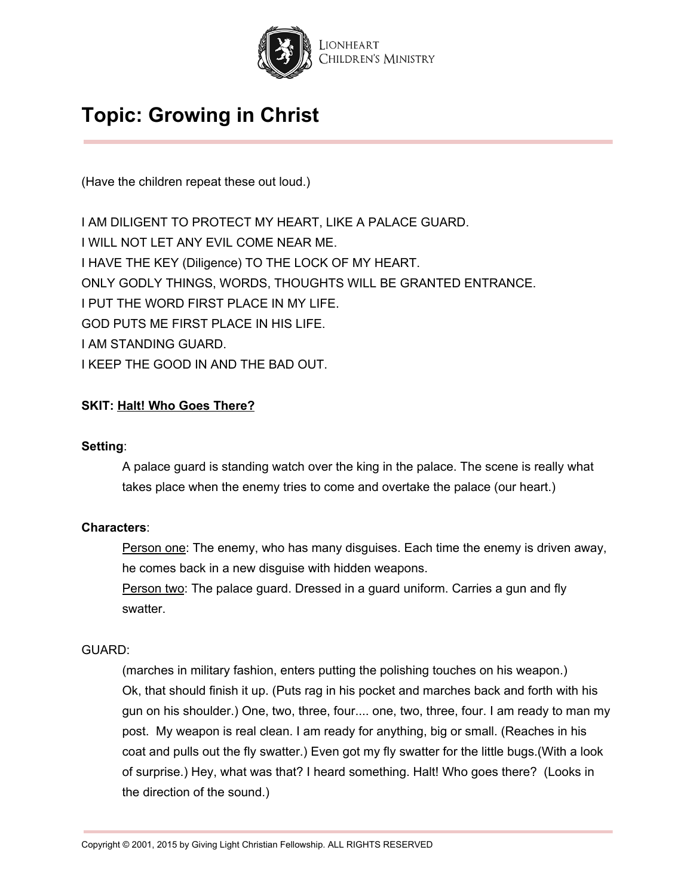# Topic: Growing in Christ

(Have the children repeat these out loud.)

I AM DILIGENT TO PROTECT MY HEART, LIKE A PALACE GUARD.
I WILL NOT LET ANY EVIL COME NEAR ME.
I HAVE THE KEY (Diligence) TO THE LOCK OF MY HEART.
ONLY GODLY THINGS, WORDS, THOUGHTS WILL BE GRANTED ENTRANCE.
I PUT THE WORD FIRST PLACE IN MY LIFE.
GOD PUTS ME FIRST PLACE IN HIS LIFE.
I AM STANDING GUARD.
I KEEP THE GOOD IN AND THE BAD OUT.

**SKIT: <u>Halt! Who Goes There?</u>**

**Setting**:

A palace guard is standing watch over the king in the palace. The scene is really what takes place when the enemy tries to come and overtake the palace (our heart.)

**Characters**:

<u>Person one</u>: The enemy, who has many disguises. Each time the enemy is driven away, he comes back in a new disguise with hidden weapons.

<u>Person two</u>: The palace guard. Dressed in a guard uniform. Carries a gun and fly swatter.

GUARD:

(marches in military fashion, enters putting the polishing touches on his weapon.) Ok, that should finish it up. (Puts rag in his pocket and marches back and forth with his gun on his shoulder.) One, two, three, four.... one, two, three, four. I am ready to man my post. My weapon is real clean. I am ready for anything, big or small. (Reaches in his coat and pulls out the fly swatter.) Even got my fly swatter for the little bugs.(With a look of surprise.) Hey, what was that? I heard something. Halt! Who goes there? (Looks in the direction of the sound.)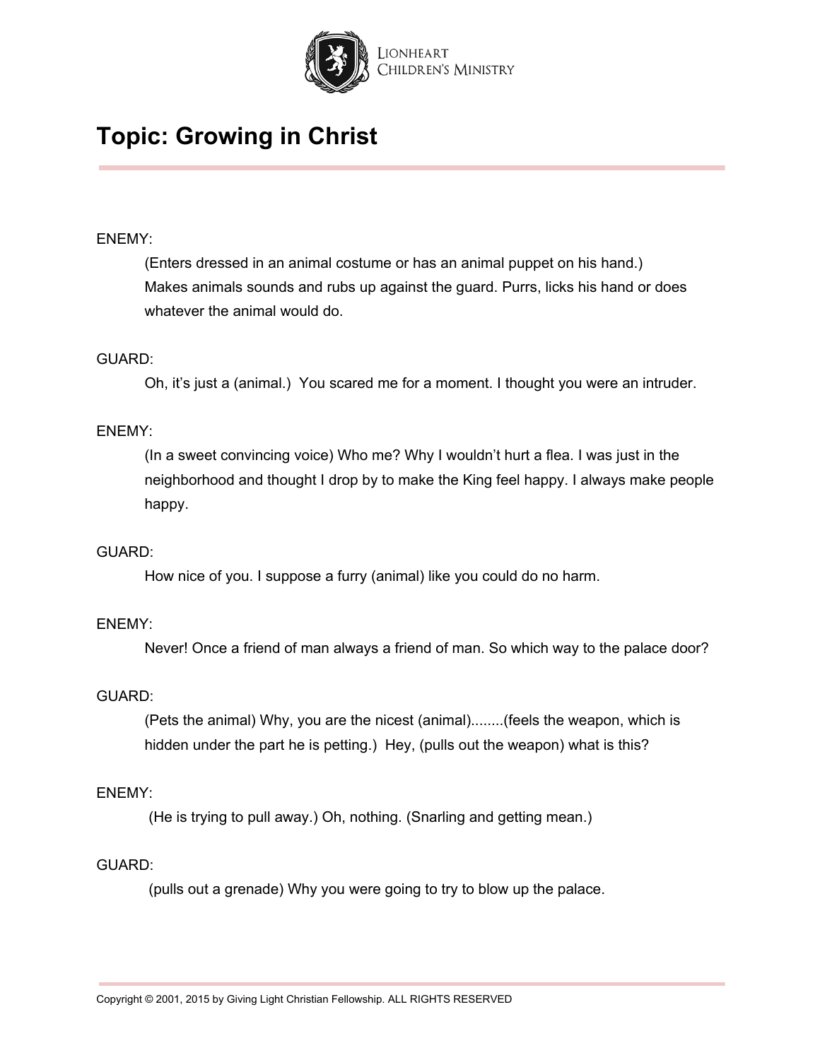# Topic: Growing in Christ

ENEMY:

(Enters dressed in an animal costume or has an animal puppet on his hand.) Makes animals sounds and rubs up against the guard. Purrs, licks his hand or does whatever the animal would do.

GUARD:

Oh, it's just a (animal.) You scared me for a moment. I thought you were an intruder.

ENEMY:

(In a sweet convincing voice) Who me? Why I wouldn't hurt a flea. I was just in the neighborhood and thought I drop by to make the King feel happy. I always make people happy.

GUARD:

How nice of you. I suppose a furry (animal) like you could do no harm.

ENEMY:

Never! Once a friend of man always a friend of man. So which way to the palace door?

GUARD:

(Pets the animal) Why, you are the nicest (animal)........(feels the weapon, which is hidden under the part he is petting.) Hey, (pulls out the weapon) what is this?

ENEMY:

(He is trying to pull away.) Oh, nothing. (Snarling and getting mean.)

GUARD:

(pulls out a grenade) Why you were going to try to blow up the palace.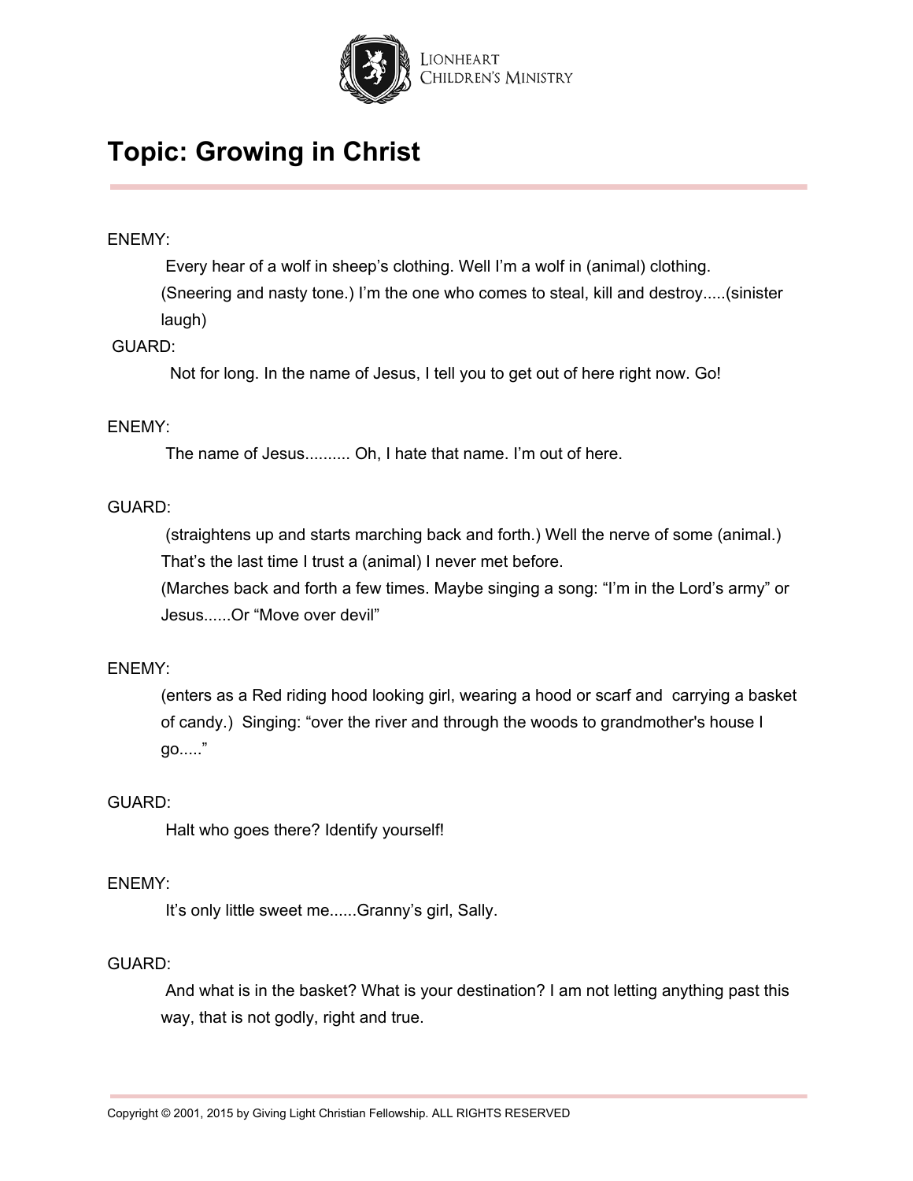# Topic: Growing in Christ

ENEMY:

Every hear of a wolf in sheep's clothing. Well I'm a wolf in (animal) clothing. (Sneering and nasty tone.) I'm the one who comes to steal, kill and destroy.....(sinister laugh)

GUARD:

Not for long. In the name of Jesus, I tell you to get out of here right now. Go!

ENEMY:

The name of Jesus.......... Oh, I hate that name. I'm out of here.

GUARD:

(straightens up and starts marching back and forth.) Well the nerve of some (animal.) That's the last time I trust a (animal) I never met before.
(Marches back and forth a few times. Maybe singing a song: "I'm in the Lord's army" or Jesus......Or "Move over devil"

ENEMY:

(enters as a Red riding hood looking girl, wearing a hood or scarf and carrying a basket of candy.) Singing: "over the river and through the woods to grandmother's house I go....."

GUARD:

Halt who goes there? Identify yourself!

ENEMY:

It's only little sweet me......Granny's girl, Sally.

GUARD:

And what is in the basket? What is your destination? I am not letting anything past this way, that is not godly, right and true.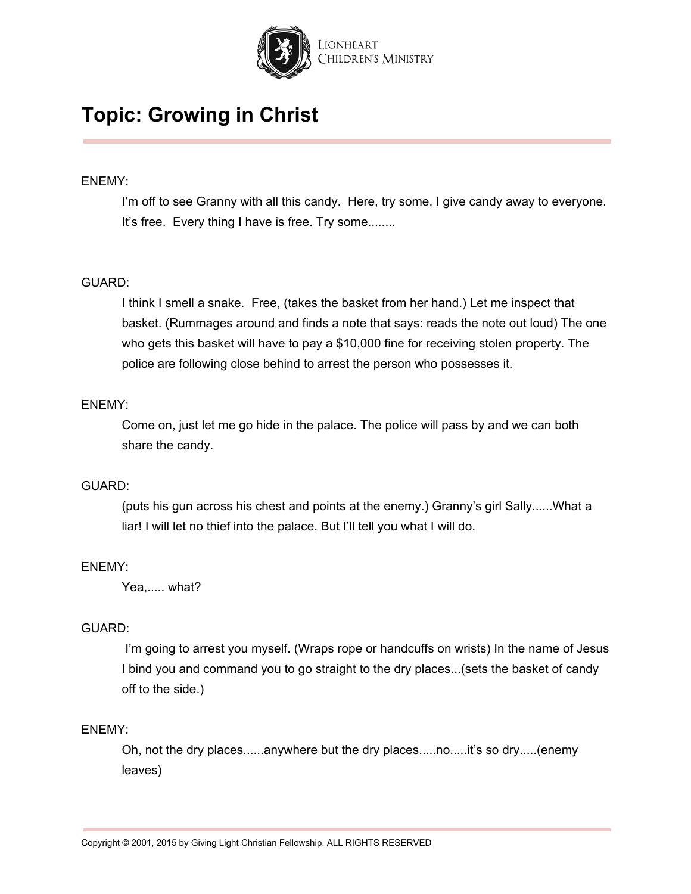# Topic: Growing in Christ

ENEMY:

I'm off to see Granny with all this candy. Here, try some, I give candy away to everyone. It's free. Every thing I have is free. Try some........

GUARD:

I think I smell a snake. Free, (takes the basket from her hand.) Let me inspect that basket. (Rummages around and finds a note that says: reads the note out loud) The one who gets this basket will have to pay a $10,000 fine for receiving stolen property. The police are following close behind to arrest the person who possesses it.

ENEMY:

Come on, just let me go hide in the palace. The police will pass by and we can both share the candy.

GUARD:

(puts his gun across his chest and points at the enemy.) Granny's girl Sally......What a liar! I will let no thief into the palace. But I'll tell you what I will do.

ENEMY:

Yea,..... what?

GUARD:

I'm going to arrest you myself. (Wraps rope or handcuffs on wrists) In the name of Jesus I bind you and command you to go straight to the dry places...(sets the basket of candy off to the side.)

ENEMY:

Oh, not the dry places......anywhere but the dry places.....no.....it's so dry.....(enemy leaves)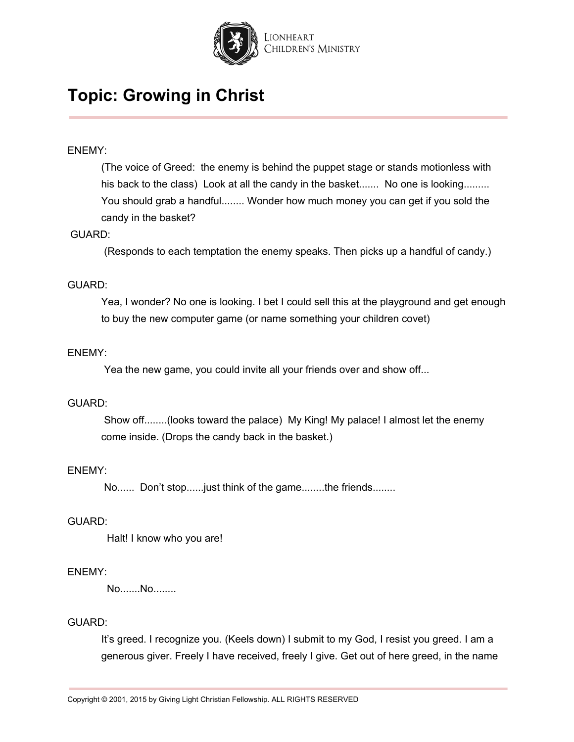## Topic: Growing in Christ

ENEMY:

(The voice of Greed: the enemy is behind the puppet stage or stands motionless with his back to the class) Look at all the candy in the basket....... No one is looking......... You should grab a handful........ Wonder how much money you can get if you sold the candy in the basket?

GUARD:

(Responds to each temptation the enemy speaks. Then picks up a handful of candy.)

GUARD:

Yea, I wonder? No one is looking. I bet I could sell this at the playground and get enough to buy the new computer game (or name something your children covet)

ENEMY:

Yea the new game, you could invite all your friends over and show off...

GUARD:

Show off........(looks toward the palace) My King! My palace! I almost let the enemy come inside. (Drops the candy back in the basket.)

ENEMY:

No...... Don't stop......just think of the game........the friends........

GUARD:

Halt! I know who you are!

ENEMY:

No.......No........

GUARD:

It's greed. I recognize you. (Keels down) I submit to my God, I resist you greed. I am a generous giver. Freely I have received, freely I give. Get out of here greed, in the name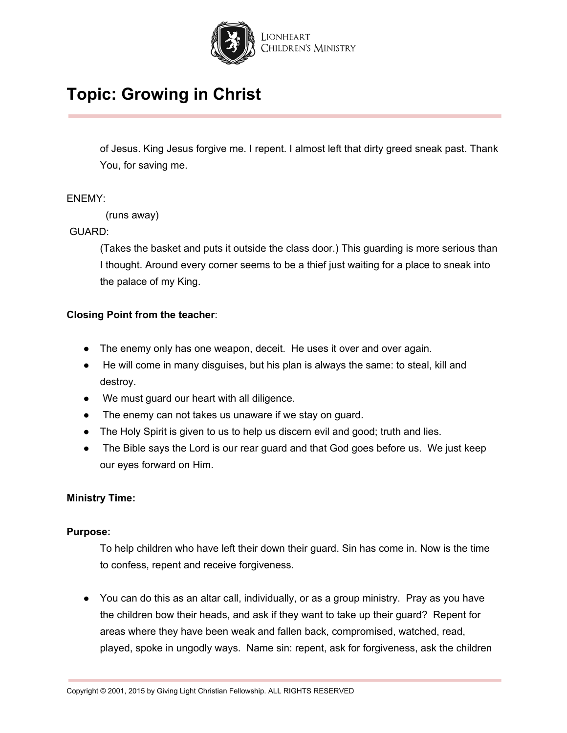# Topic: Growing in Christ

of Jesus. King Jesus forgive me. I repent. I almost left that dirty greed sneak past. Thank You, for saving me.

ENEMY:

(runs away)

GUARD:

(Takes the basket and puts it outside the class door.) This guarding is more serious than I thought. Around every corner seems to be a thief just waiting for a place to sneak into the palace of my King.

**Closing Point from the teacher**:

- The enemy only has one weapon, deceit. He uses it over and over again.
- He will come in many disguises, but his plan is always the same: to steal, kill and destroy.
- We must guard our heart with all diligence.
- The enemy can not takes us unaware if we stay on guard.
- The Holy Spirit is given to us to help us discern evil and good; truth and lies.
- The Bible says the Lord is our rear guard and that God goes before us. We just keep our eyes forward on Him.

**Ministry Time:**

**Purpose:**

To help children who have left their down their guard. Sin has come in. Now is the time to confess, repent and receive forgiveness.

- You can do this as an altar call, individually, or as a group ministry. Pray as you have the children bow their heads, and ask if they want to take up their guard? Repent for areas where they have been weak and fallen back, compromised, watched, read, played, spoke in ungodly ways. Name sin: repent, ask for forgiveness, ask the children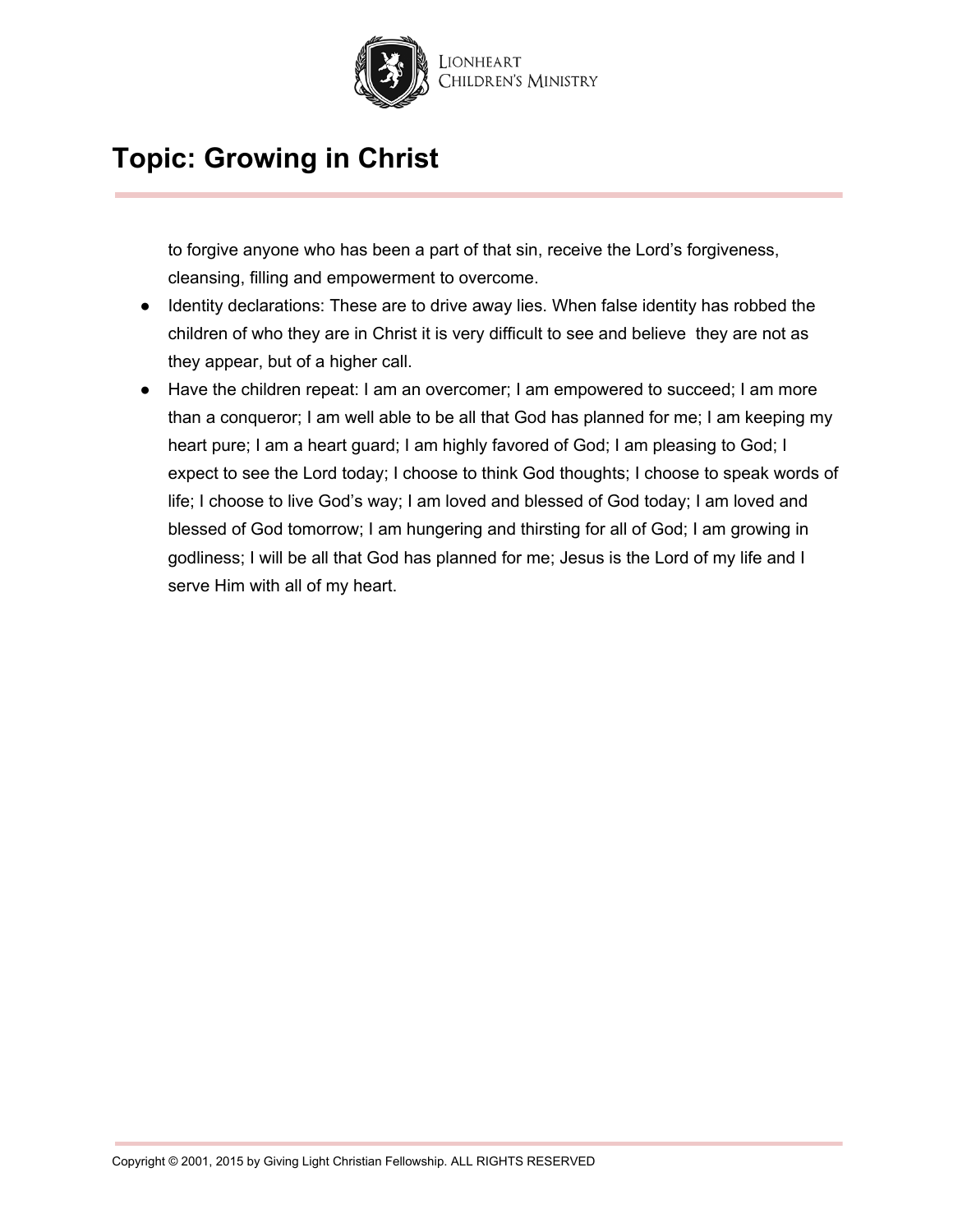## Topic: Growing in Christ

to forgive anyone who has been a part of that sin, receive the Lord's forgiveness, cleansing, filling and empowerment to overcome.

- Identity declarations: These are to drive away lies. When false identity has robbed the children of who they are in Christ it is very difficult to see and believe they are not as they appear, but of a higher call.
- Have the children repeat: I am an overcomer; I am empowered to succeed; I am more than a conqueror; I am well able to be all that God has planned for me; I am keeping my heart pure; I am a heart guard; I am highly favored of God; I am pleasing to God; I expect to see the Lord today; I choose to think God thoughts; I choose to speak words of life; I choose to live God's way; I am loved and blessed of God today; I am loved and blessed of God tomorrow; I am hungering and thirsting for all of God; I am growing in godliness; I will be all that God has planned for me; Jesus is the Lord of my life and I serve Him with all of my heart.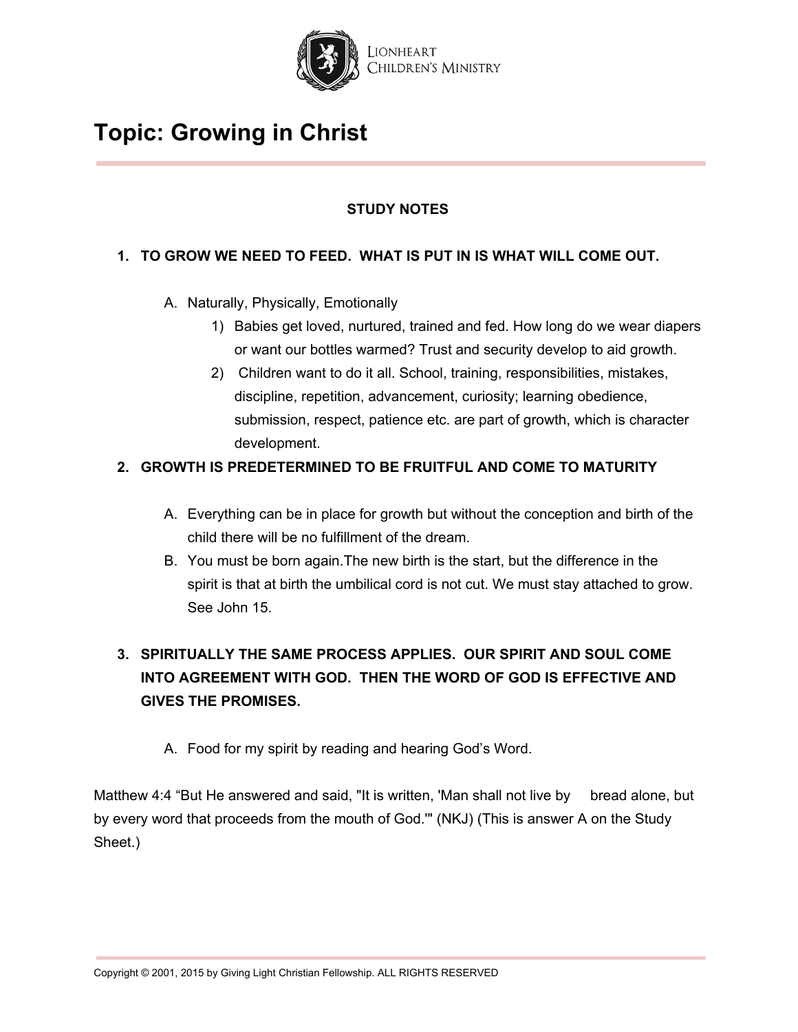# Topic: Growing in Christ

**STUDY NOTES**

1. **TO GROW WE NEED TO FEED. WHAT IS PUT IN IS WHAT WILL COME OUT.**

   A. Naturally, Physically, Emotionally
      1) Babies get loved, nurtured, trained and fed. How long do we wear diapers or want our bottles warmed? Trust and security develop to aid growth.
      2) Children want to do it all. School, training, responsibilities, mistakes, discipline, repetition, advancement, curiosity; learning obedience, submission, respect, patience etc. are part of growth, which is character development.

2. **GROWTH IS PREDETERMINED TO BE FRUITFUL AND COME TO MATURITY**

   A. Everything can be in place for growth but without the conception and birth of the child there will be no fulfillment of the dream.
   B. You must be born again.The new birth is the start, but the difference in the spirit is that at birth the umbilical cord is not cut. We must stay attached to grow. See John 15.

3. **SPIRITUALLY THE SAME PROCESS APPLIES. OUR SPIRIT AND SOUL COME INTO AGREEMENT WITH GOD. THEN THE WORD OF GOD IS EFFECTIVE AND GIVES THE PROMISES.**

   A. Food for my spirit by reading and hearing God's Word.

Matthew 4:4 "But He answered and said, "It is written, 'Man shall not live by bread alone, but by every word that proceeds from the mouth of God.'" (NKJ) (This is answer A on the Study Sheet.)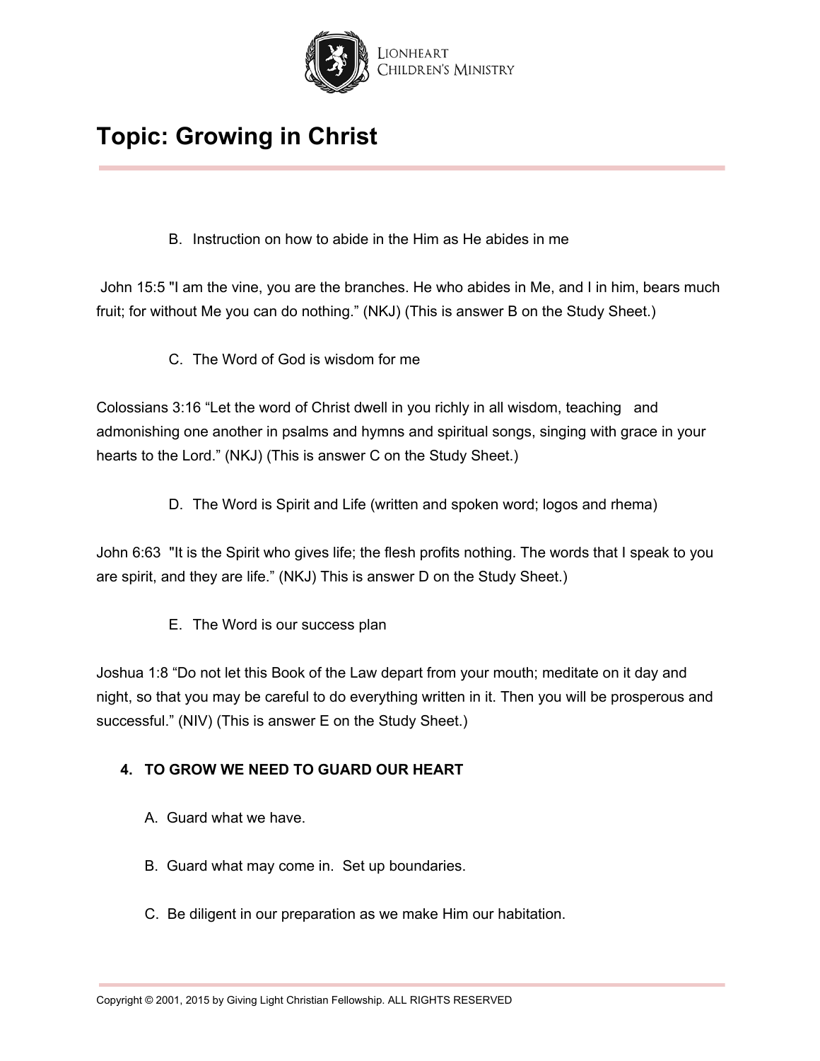# Topic: Growing in Christ

B. Instruction on how to abide in the Him as He abides in me

John 15:5 "I am the vine, you are the branches. He who abides in Me, and I in him, bears much fruit; for without Me you can do nothing." (NKJ) (This is answer B on the Study Sheet.)

C. The Word of God is wisdom for me

Colossians 3:16 "Let the word of Christ dwell in you richly in all wisdom, teaching and admonishing one another in psalms and hymns and spiritual songs, singing with grace in your hearts to the Lord." (NKJ) (This is answer C on the Study Sheet.)

D. The Word is Spirit and Life (written and spoken word; logos and rhema)

John 6:63 "It is the Spirit who gives life; the flesh profits nothing. The words that I speak to you are spirit, and they are life." (NKJ) This is answer D on the Study Sheet.)

E. The Word is our success plan

Joshua 1:8 "Do not let this Book of the Law depart from your mouth; meditate on it day and night, so that you may be careful to do everything written in it. Then you will be prosperous and successful." (NIV) (This is answer E on the Study Sheet.)

**4. TO GROW WE NEED TO GUARD OUR HEART**

A. Guard what we have.

B. Guard what may come in. Set up boundaries.

C. Be diligent in our preparation as we make Him our habitation.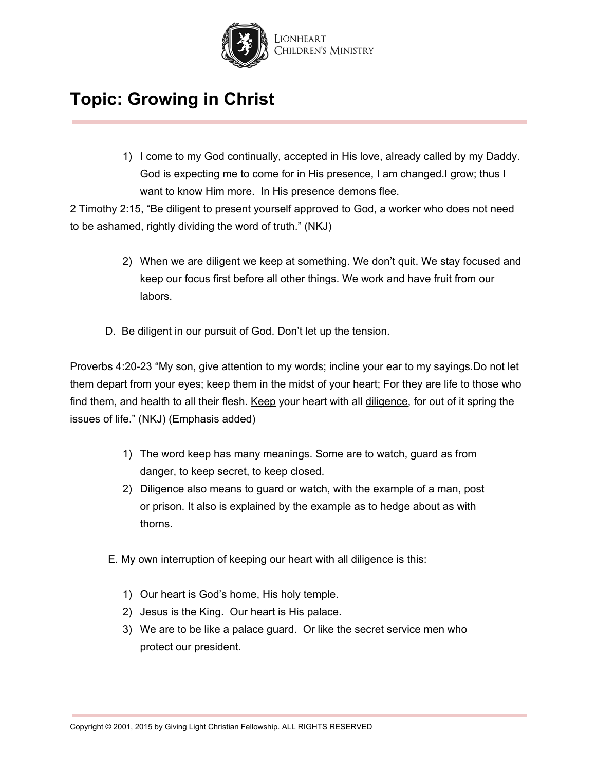# Topic: Growing in Christ

1) I come to my God continually, accepted in His love, already called by my Daddy. God is expecting me to come for in His presence, I am changed.I grow; thus I want to know Him more. In His presence demons flee.

2 Timothy 2:15, "Be diligent to present yourself approved to God, a worker who does not need to be ashamed, rightly dividing the word of truth." (NKJ)

2) When we are diligent we keep at something. We don't quit. We stay focused and keep our focus first before all other things. We work and have fruit from our labors.

D. Be diligent in our pursuit of God. Don't let up the tension.

Proverbs 4:20-23 "My son, give attention to my words; incline your ear to my sayings.Do not let them depart from your eyes; keep them in the midst of your heart; For they are life to those who find them, and health to all their flesh. <u>Keep</u> your heart with all <u>diligence</u>, for out of it spring the issues of life." (NKJ) (Emphasis added)

1) The word keep has many meanings. Some are to watch, guard as from danger, to keep secret, to keep closed.
2) Diligence also means to guard or watch, with the example of a man, post or prison. It also is explained by the example as to hedge about as with thorns.

E. My own interruption of <u>keeping our heart with all diligence</u> is this:

1) Our heart is God's home, His holy temple.
2) Jesus is the King. Our heart is His palace.
3) We are to be like a palace guard. Or like the secret service men who protect our president.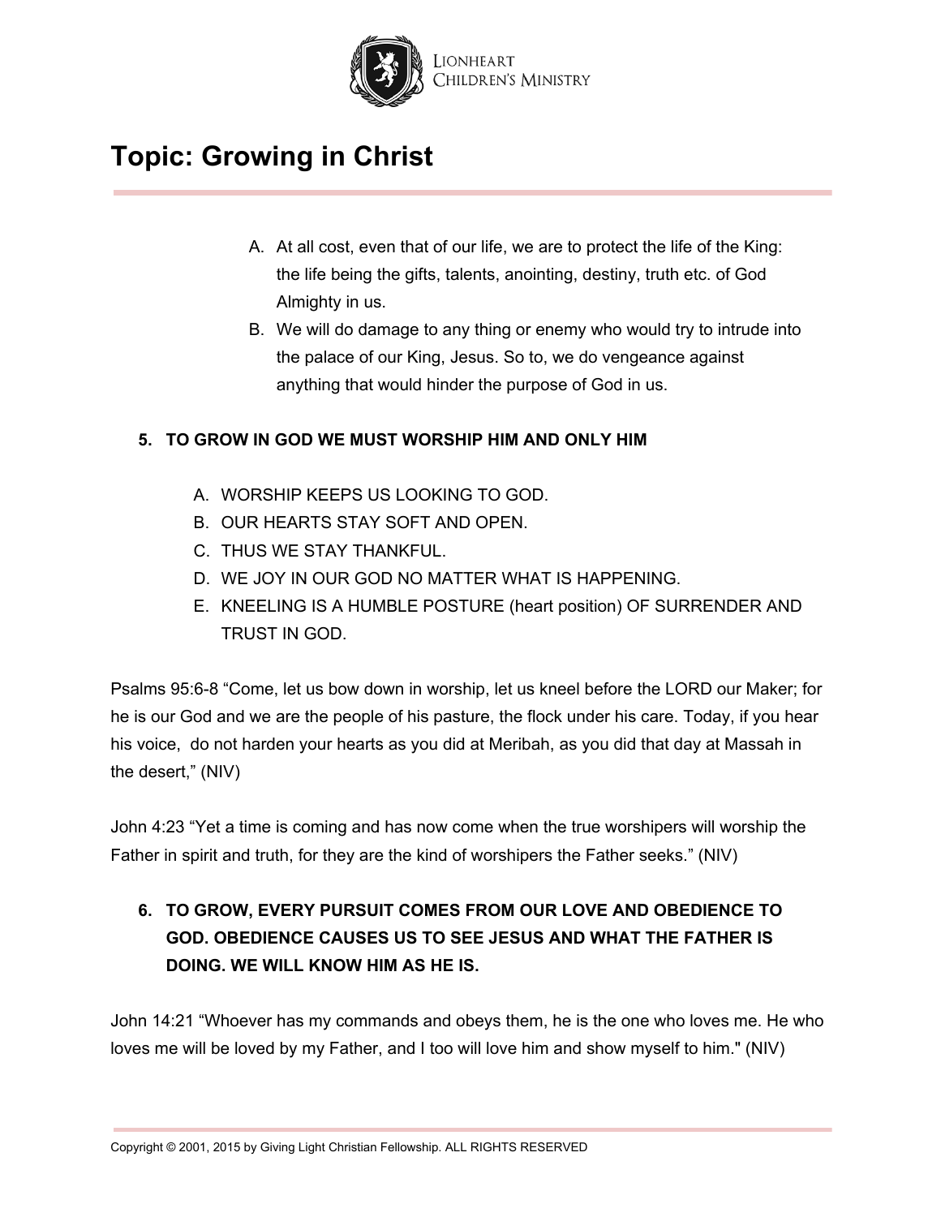# Topic: Growing in Christ

A. At all cost, even that of our life, we are to protect the life of the King: the life being the gifts, talents, anointing, destiny, truth etc. of God Almighty in us.
B. We will do damage to any thing or enemy who would try to intrude into the palace of our King, Jesus. So to, we do vengeance against anything that would hinder the purpose of God in us.

**5. TO GROW IN GOD WE MUST WORSHIP HIM AND ONLY HIM**

A. WORSHIP KEEPS US LOOKING TO GOD.
B. OUR HEARTS STAY SOFT AND OPEN.
C. THUS WE STAY THANKFUL.
D. WE JOY IN OUR GOD NO MATTER WHAT IS HAPPENING.
E. KNEELING IS A HUMBLE POSTURE (heart position) OF SURRENDER AND TRUST IN GOD.

Psalms 95:6-8 “Come, let us bow down in worship, let us kneel before the LORD our Maker; for he is our God and we are the people of his pasture, the flock under his care. Today, if you hear his voice, do not harden your hearts as you did at Meribah, as you did that day at Massah in the desert,” (NIV)

John 4:23 “Yet a time is coming and has now come when the true worshipers will worship the Father in spirit and truth, for they are the kind of worshipers the Father seeks.” (NIV)

**6. TO GROW, EVERY PURSUIT COMES FROM OUR LOVE AND OBEDIENCE TO GOD. OBEDIENCE CAUSES US TO SEE JESUS AND WHAT THE FATHER IS DOING. WE WILL KNOW HIM AS HE IS.**

John 14:21 “Whoever has my commands and obeys them, he is the one who loves me. He who loves me will be loved by my Father, and I too will love him and show myself to him." (NIV)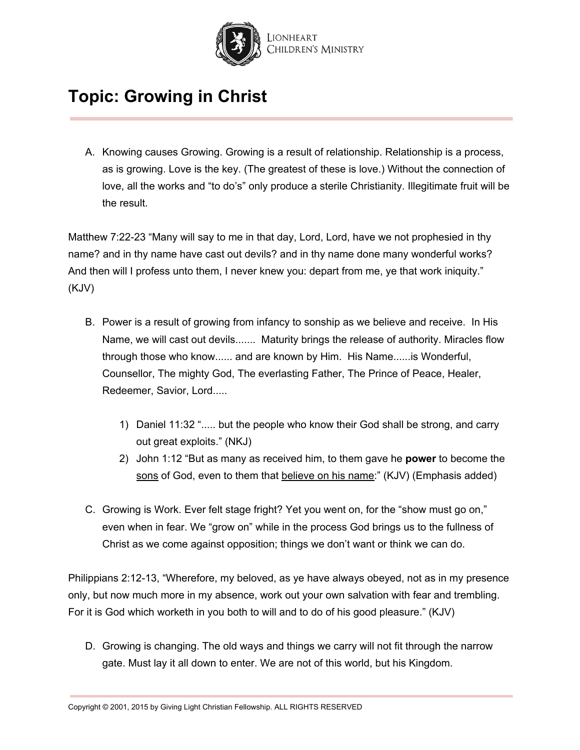# Topic: Growing in Christ

A. Knowing causes Growing. Growing is a result of relationship. Relationship is a process, as is growing. Love is the key. (The greatest of these is love.) Without the connection of love, all the works and "to do's" only produce a sterile Christianity. Illegitimate fruit will be the result.

Matthew 7:22-23 "Many will say to me in that day, Lord, Lord, have we not prophesied in thy name? and in thy name have cast out devils? and in thy name done many wonderful works? And then will I profess unto them, I never knew you: depart from me, ye that work iniquity." (KJV)

B. Power is a result of growing from infancy to sonship as we believe and receive. In His Name, we will cast out devils....... Maturity brings the release of authority. Miracles flow through those who know...... and are known by Him. His Name......is Wonderful, Counsellor, The mighty God, The everlasting Father, The Prince of Peace, Healer, Redeemer, Savior, Lord.....

   1) Daniel 11:32 "..... but the people who know their God shall be strong, and carry out great exploits." (NKJ)
   2) John 1:12 "But as many as received him, to them gave he **power** to become the <u>sons</u> of God, even to them that <u>believe on his name</u>:" (KJV) (Emphasis added)

C. Growing is Work. Ever felt stage fright? Yet you went on, for the "show must go on," even when in fear. We "grow on" while in the process God brings us to the fullness of Christ as we come against opposition; things we don't want or think we can do.

Philippians 2:12-13, "Wherefore, my beloved, as ye have always obeyed, not as in my presence only, but now much more in my absence, work out your own salvation with fear and trembling. For it is God which worketh in you both to will and to do of his good pleasure." (KJV)

D. Growing is changing. The old ways and things we carry will not fit through the narrow gate. Must lay it all down to enter. We are not of this world, but his Kingdom.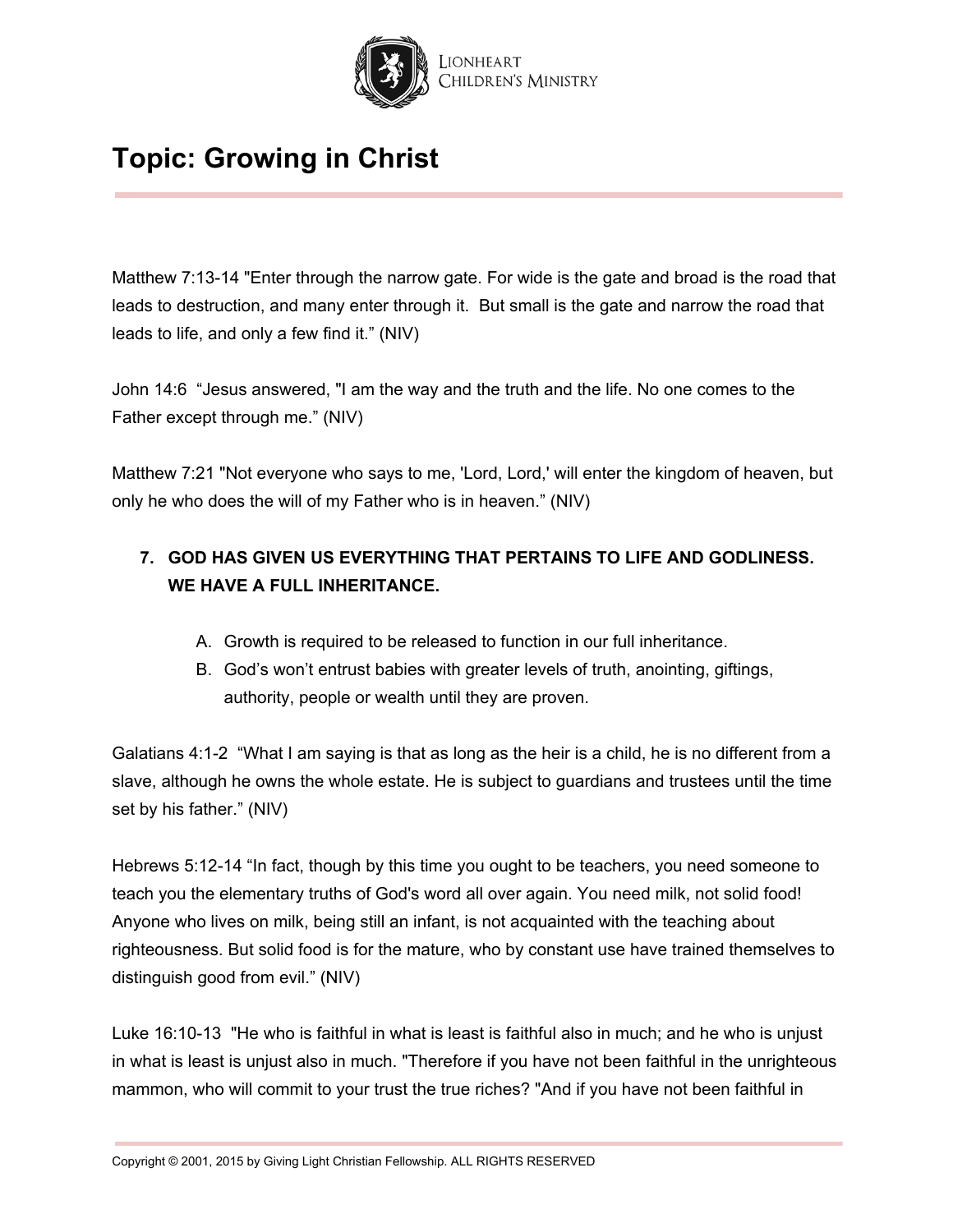# Topic: Growing in Christ

Matthew 7:13-14 "Enter through the narrow gate. For wide is the gate and broad is the road that leads to destruction, and many enter through it. But small is the gate and narrow the road that leads to life, and only a few find it." (NIV)

John 14:6 "Jesus answered, "I am the way and the truth and the life. No one comes to the Father except through me." (NIV)

Matthew 7:21 "Not everyone who says to me, 'Lord, Lord,' will enter the kingdom of heaven, but only he who does the will of my Father who is in heaven." (NIV)

7. **GOD HAS GIVEN US EVERYTHING THAT PERTAINS TO LIFE AND GODLINESS. WE HAVE A FULL INHERITANCE.**

    A. Growth is required to be released to function in our full inheritance.
    B. God's won't entrust babies with greater levels of truth, anointing, giftings, authority, people or wealth until they are proven.

Galatians 4:1-2 "What I am saying is that as long as the heir is a child, he is no different from a slave, although he owns the whole estate. He is subject to guardians and trustees until the time set by his father." (NIV)

Hebrews 5:12-14 "In fact, though by this time you ought to be teachers, you need someone to teach you the elementary truths of God's word all over again. You need milk, not solid food! Anyone who lives on milk, being still an infant, is not acquainted with the teaching about righteousness. But solid food is for the mature, who by constant use have trained themselves to distinguish good from evil." (NIV)

Luke 16:10-13 "He who is faithful in what is least is faithful also in much; and he who is unjust in what is least is unjust also in much. "Therefore if you have not been faithful in the unrighteous mammon, who will commit to your trust the true riches? "And if you have not been faithful in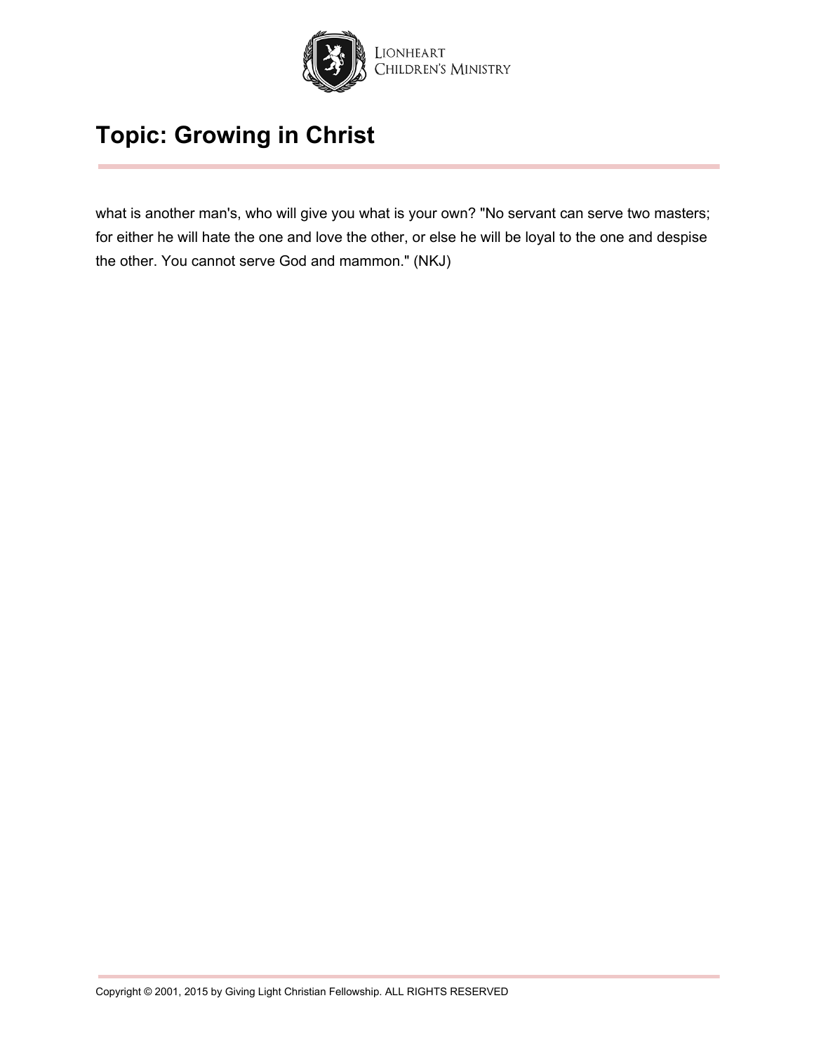what is another man's, who will give you what is your own? "No servant can serve two masters; for either he will hate the one and love the other, or else he will be loyal to the one and despise the other. You cannot serve God and mammon." (NKJ)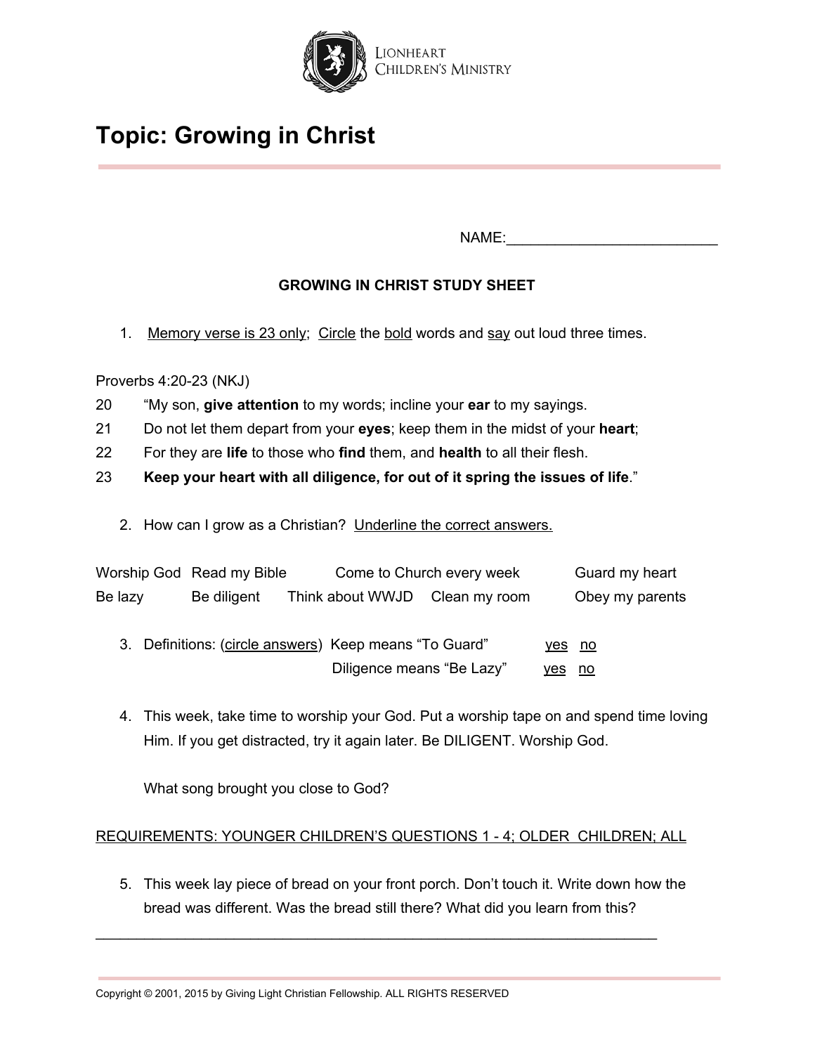# Topic: Growing in Christ

NAME:__________________________

**GROWING IN CHRIST STUDY SHEET**

1. <u>Memory verse is 23 only</u>; <u>Circle</u> the <u>bold</u> words and <u>say</u> out loud three times.

Proverbs 4:20-23 (NKJ)

20 "My son, **give attention** to my words; incline your **ear** to my sayings.

21 Do not let them depart from your **eyes**; keep them in the midst of your **heart**;

22 For they are **life** to those who **find** them, and **health** to all their flesh.

23 **Keep your heart with all diligence, for out of it spring the issues of life**."

2. How can I grow as a Christian? <u>Underline the correct answers.</u>

| | | | | |
|---|---|---|---|---|
| Worship God | Read my Bible | Come to Church every week | | Guard my heart |
| Be lazy | Be diligent | Think about WWJD | Clean my room | Obey my parents |

3. Definitions: (<u>circle answers</u>) Keep means "To Guard" <u>yes</u> <u>no</u>

   Diligence means "Be Lazy" <u>yes</u> <u>no</u>

4. This week, take time to worship your God. Put a worship tape on and spend time loving Him. If you get distracted, try it again later. Be DILIGENT. Worship God.

   What song brought you close to God?

<u>REQUIREMENTS: YOUNGER CHILDREN'S QUESTIONS 1 - 4; OLDER CHILDREN; ALL</u>

5. This week lay piece of bread on your front porch. Don't touch it. Write down how the bread was different. Was the bread still there? What did you learn from this?

_______________________________________________________________

Copyright © 2001, 2015 by Giving Light Christian Fellowship. ALL RIGHTS RESERVED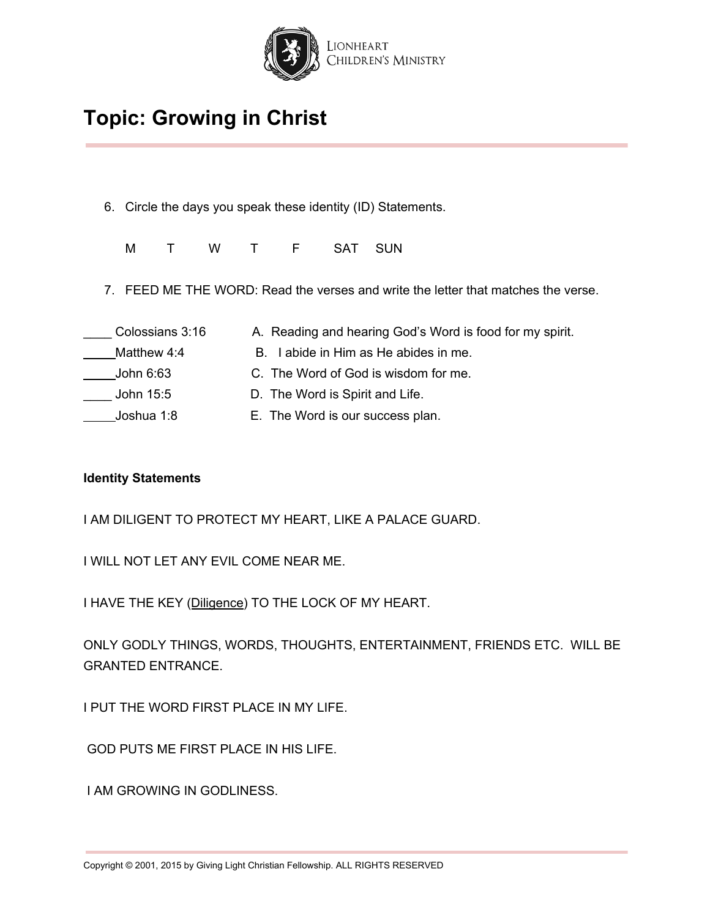# Topic: Growing in Christ

6. Circle the days you speak these identity (ID) Statements.

   M T W T F SAT SUN

7. FEED ME THE WORD: Read the verses and write the letter that matches the verse.

____ Colossians 3:16 A. Reading and hearing God's Word is food for my spirit.
____ Matthew 4:4 B. I abide in Him as He abides in me.
____ John 6:63 C. The Word of God is wisdom for me.
____ John 15:5 D. The Word is Spirit and Life.
____ Joshua 1:8 E. The Word is our success plan.

**Identity Statements**

I AM DILIGENT TO PROTECT MY HEART, LIKE A PALACE GUARD.

I WILL NOT LET ANY EVIL COME NEAR ME.

I HAVE THE KEY (<u>Diligence</u>) TO THE LOCK OF MY HEART.

ONLY GODLY THINGS, WORDS, THOUGHTS, ENTERTAINMENT, FRIENDS ETC. WILL BE GRANTED ENTRANCE.

I PUT THE WORD FIRST PLACE IN MY LIFE.

GOD PUTS ME FIRST PLACE IN HIS LIFE.

I AM GROWING IN GODLINESS.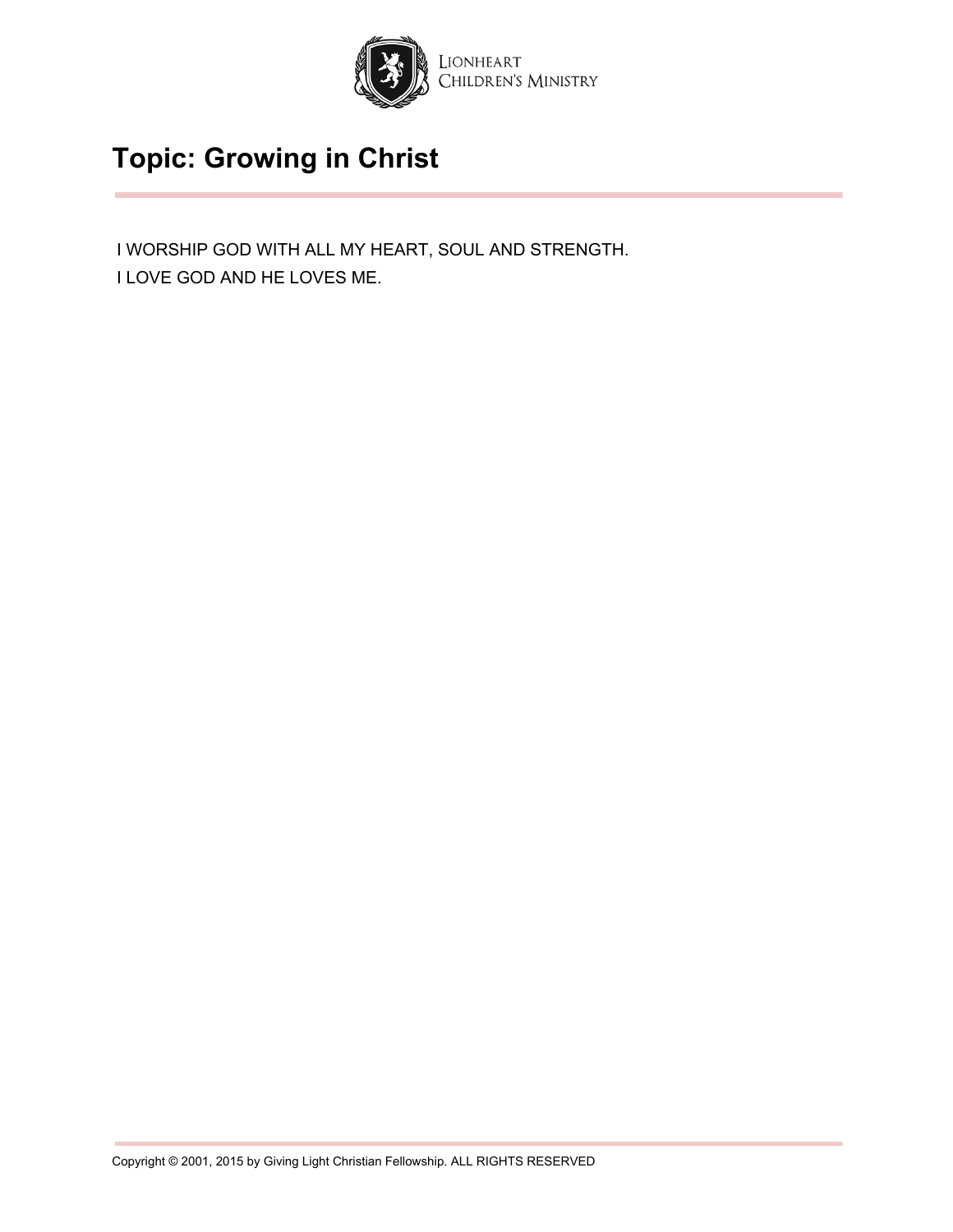# Topic: Growing in Christ

I WORSHIP GOD WITH ALL MY HEART, SOUL AND STRENGTH.
I LOVE GOD AND HE LOVES ME.

Copyright © 2001, 2015 by Giving Light Christian Fellowship. ALL RIGHTS RESERVED